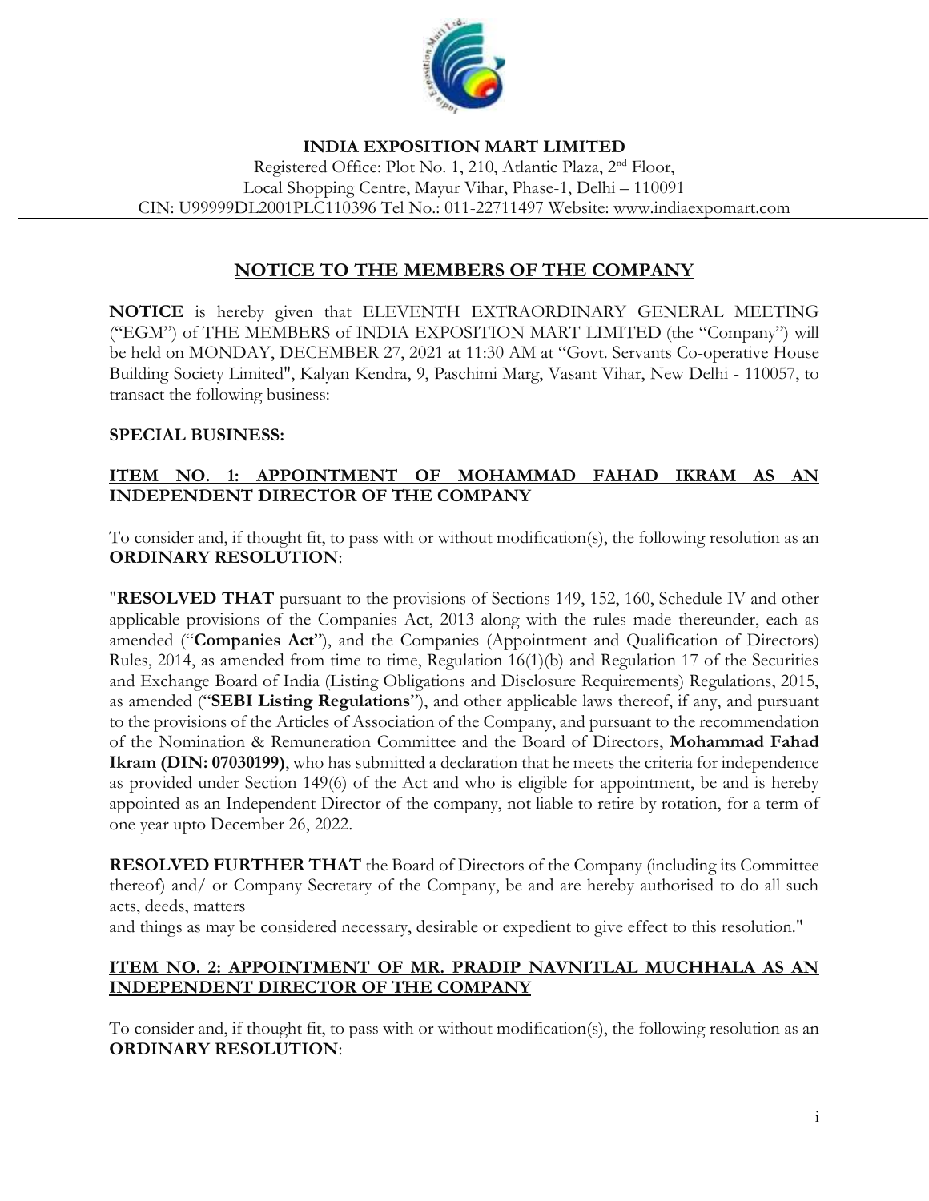**INDIA EXPOSITION MART LIMITED**

Registered Office: Plot No. 1, 210, Atlantic Plaza, 2nd Floor, Local Shopping Centre, Mayur Vihar, Phase-1, Delhi – 110091
CIN: U99999DL2001PLC110396 Tel No.: 011-22711497 Website: www.indiaexpomart.com

## NOTICE TO THE MEMBERS OF THE COMPANY

**NOTICE** is hereby given that ELEVENTH EXTRAORDINARY GENERAL MEETING ("EGM") of THE MEMBERS of INDIA EXPOSITION MART LIMITED (the "Company") will be held on MONDAY, DECEMBER 27, 2021 at 11:30 AM at "Govt. Servants Co-operative House Building Society Limited", Kalyan Kendra, 9, Paschimi Marg, Vasant Vihar, New Delhi - 110057, to transact the following business:

**SPECIAL BUSINESS:**

### ITEM NO. 1: APPOINTMENT OF MOHAMMAD FAHAD IKRAM AS AN INDEPENDENT DIRECTOR OF THE COMPANY

To consider and, if thought fit, to pass with or without modification(s), the following resolution as an **ORDINARY RESOLUTION**:

"**RESOLVED THAT** pursuant to the provisions of Sections 149, 152, 160, Schedule IV and other applicable provisions of the Companies Act, 2013 along with the rules made thereunder, each as amended ("**Companies Act**"), and the Companies (Appointment and Qualification of Directors) Rules, 2014, as amended from time to time, Regulation 16(1)(b) and Regulation 17 of the Securities and Exchange Board of India (Listing Obligations and Disclosure Requirements) Regulations, 2015, as amended ("**SEBI Listing Regulations**"), and other applicable laws thereof, if any, and pursuant to the provisions of the Articles of Association of the Company, and pursuant to the recommendation of the Nomination & Remuneration Committee and the Board of Directors, **Mohammad Fahad Ikram (DIN: 07030199)**, who has submitted a declaration that he meets the criteria for independence as provided under Section 149(6) of the Act and who is eligible for appointment, be and is hereby appointed as an Independent Director of the company, not liable to retire by rotation, for a term of one year upto December 26, 2022.

**RESOLVED FURTHER THAT** the Board of Directors of the Company (including its Committee thereof) and/ or Company Secretary of the Company, be and are hereby authorised to do all such acts, deeds, matters
and things as may be considered necessary, desirable or expedient to give effect to this resolution."

### ITEM NO. 2: APPOINTMENT OF MR. PRADIP NAVNITLAL MUCHHALA AS AN INDEPENDENT DIRECTOR OF THE COMPANY

To consider and, if thought fit, to pass with or without modification(s), the following resolution as an **ORDINARY RESOLUTION**: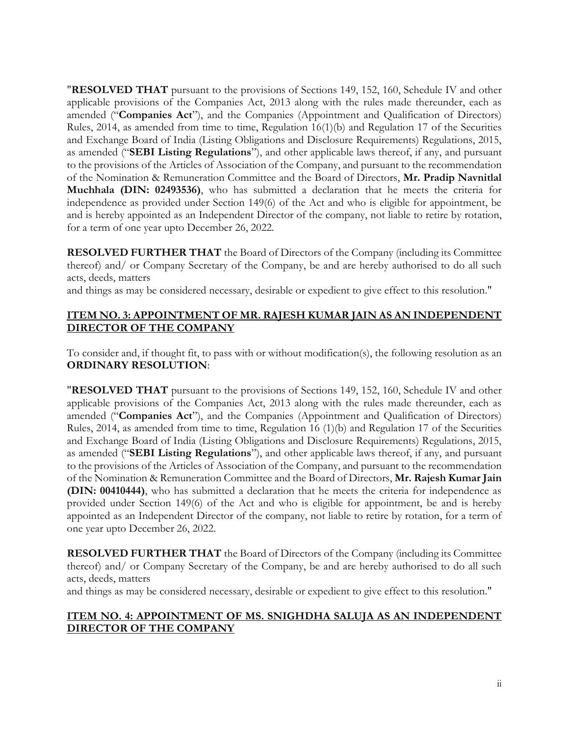"**RESOLVED THAT** pursuant to the provisions of Sections 149, 152, 160, Schedule IV and other applicable provisions of the Companies Act, 2013 along with the rules made thereunder, each as amended ("**Companies Act**"), and the Companies (Appointment and Qualification of Directors) Rules, 2014, as amended from time to time, Regulation 16(1)(b) and Regulation 17 of the Securities and Exchange Board of India (Listing Obligations and Disclosure Requirements) Regulations, 2015, as amended ("**SEBI Listing Regulations**"), and other applicable laws thereof, if any, and pursuant to the provisions of the Articles of Association of the Company, and pursuant to the recommendation of the Nomination & Remuneration Committee and the Board of Directors, **Mr. Pradip Navnitlal Muchhala (DIN: 02493536)**, who has submitted a declaration that he meets the criteria for independence as provided under Section 149(6) of the Act and who is eligible for appointment, be and is hereby appointed as an Independent Director of the company, not liable to retire by rotation, for a term of one year upto December 26, 2022.

**RESOLVED FURTHER THAT** the Board of Directors of the Company (including its Committee thereof) and/ or Company Secretary of the Company, be and are hereby authorised to do all such acts, deeds, matters
and things as may be considered necessary, desirable or expedient to give effect to this resolution."

## ITEM NO. 3: APPOINTMENT OF MR. RAJESH KUMAR JAIN AS AN INDEPENDENT DIRECTOR OF THE COMPANY

To consider and, if thought fit, to pass with or without modification(s), the following resolution as an **ORDINARY RESOLUTION**:

"**RESOLVED THAT** pursuant to the provisions of Sections 149, 152, 160, Schedule IV and other applicable provisions of the Companies Act, 2013 along with the rules made thereunder, each as amended ("**Companies Act**"), and the Companies (Appointment and Qualification of Directors) Rules, 2014, as amended from time to time, Regulation 16 (1)(b) and Regulation 17 of the Securities and Exchange Board of India (Listing Obligations and Disclosure Requirements) Regulations, 2015, as amended ("**SEBI Listing Regulations**"), and other applicable laws thereof, if any, and pursuant to the provisions of the Articles of Association of the Company, and pursuant to the recommendation of the Nomination & Remuneration Committee and the Board of Directors, **Mr. Rajesh Kumar Jain (DIN: 00410444)**, who has submitted a declaration that he meets the criteria for independence as provided under Section 149(6) of the Act and who is eligible for appointment, be and is hereby appointed as an Independent Director of the company, not liable to retire by rotation, for a term of one year upto December 26, 2022.

**RESOLVED FURTHER THAT** the Board of Directors of the Company (including its Committee thereof) and/ or Company Secretary of the Company, be and are hereby authorised to do all such acts, deeds, matters
and things as may be considered necessary, desirable or expedient to give effect to this resolution."

## ITEM NO. 4: APPOINTMENT OF MS. SNIGHDHA SALUJA AS AN INDEPENDENT DIRECTOR OF THE COMPANY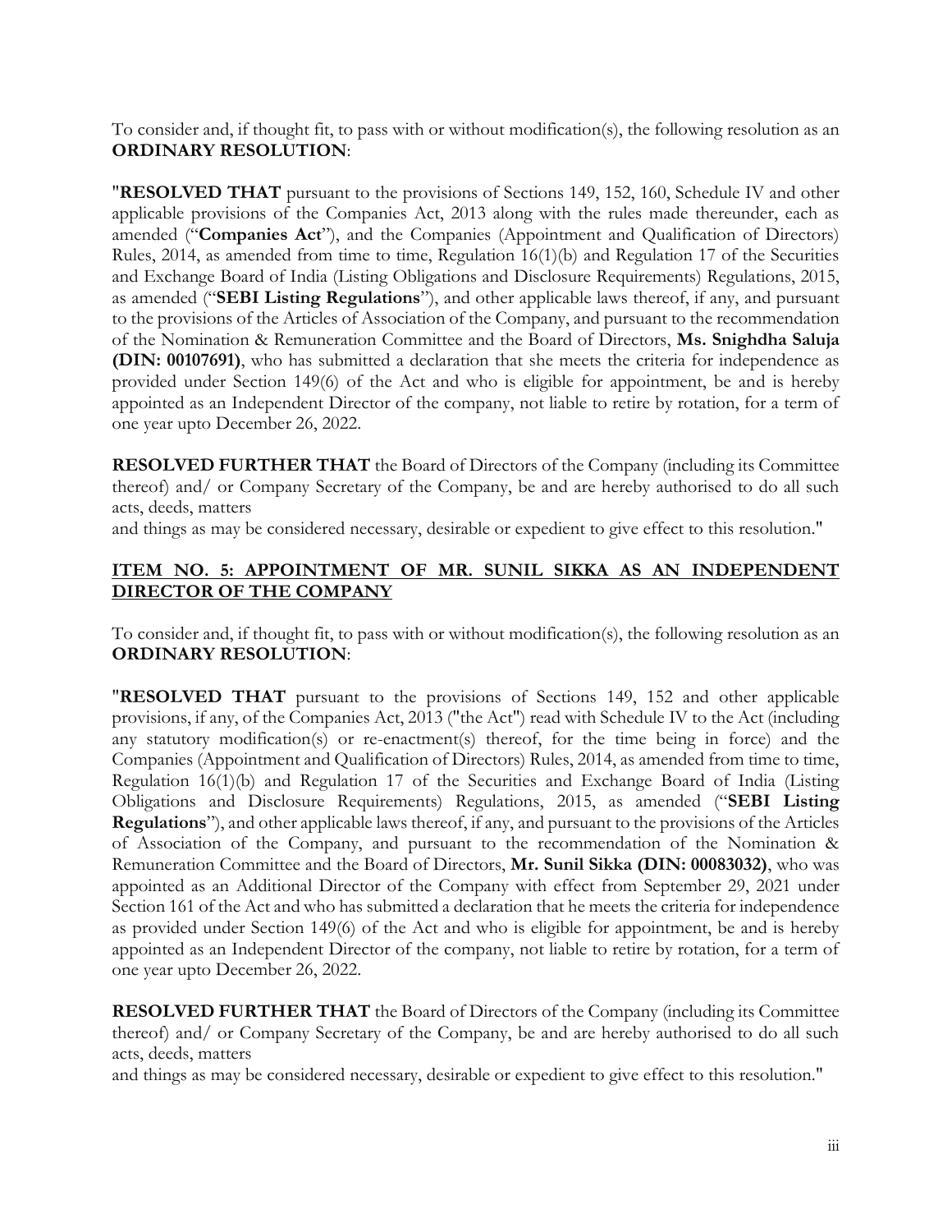To consider and, if thought fit, to pass with or without modification(s), the following resolution as an **ORDINARY RESOLUTION**:

"**RESOLVED THAT** pursuant to the provisions of Sections 149, 152, 160, Schedule IV and other applicable provisions of the Companies Act, 2013 along with the rules made thereunder, each as amended ("**Companies Act**"), and the Companies (Appointment and Qualification of Directors) Rules, 2014, as amended from time to time, Regulation 16(1)(b) and Regulation 17 of the Securities and Exchange Board of India (Listing Obligations and Disclosure Requirements) Regulations, 2015, as amended ("**SEBI Listing Regulations**"), and other applicable laws thereof, if any, and pursuant to the provisions of the Articles of Association of the Company, and pursuant to the recommendation of the Nomination & Remuneration Committee and the Board of Directors, **Ms. Snighdha Saluja (DIN: 00107691)**, who has submitted a declaration that she meets the criteria for independence as provided under Section 149(6) of the Act and who is eligible for appointment, be and is hereby appointed as an Independent Director of the company, not liable to retire by rotation, for a term of one year upto December 26, 2022.

**RESOLVED FURTHER THAT** the Board of Directors of the Company (including its Committee thereof) and/ or Company Secretary of the Company, be and are hereby authorised to do all such acts, deeds, matters
and things as may be considered necessary, desirable or expedient to give effect to this resolution."

## ITEM NO. 5: APPOINTMENT OF MR. SUNIL SIKKA AS AN INDEPENDENT DIRECTOR OF THE COMPANY

To consider and, if thought fit, to pass with or without modification(s), the following resolution as an **ORDINARY RESOLUTION**:

"**RESOLVED THAT** pursuant to the provisions of Sections 149, 152 and other applicable provisions, if any, of the Companies Act, 2013 ("the Act") read with Schedule IV to the Act (including any statutory modification(s) or re-enactment(s) thereof, for the time being in force) and the Companies (Appointment and Qualification of Directors) Rules, 2014, as amended from time to time, Regulation 16(1)(b) and Regulation 17 of the Securities and Exchange Board of India (Listing Obligations and Disclosure Requirements) Regulations, 2015, as amended ("**SEBI Listing Regulations**"), and other applicable laws thereof, if any, and pursuant to the provisions of the Articles of Association of the Company, and pursuant to the recommendation of the Nomination & Remuneration Committee and the Board of Directors, **Mr. Sunil Sikka (DIN: 00083032)**, who was appointed as an Additional Director of the Company with effect from September 29, 2021 under Section 161 of the Act and who has submitted a declaration that he meets the criteria for independence as provided under Section 149(6) of the Act and who is eligible for appointment, be and is hereby appointed as an Independent Director of the company, not liable to retire by rotation, for a term of one year upto December 26, 2022.

**RESOLVED FURTHER THAT** the Board of Directors of the Company (including its Committee thereof) and/ or Company Secretary of the Company, be and are hereby authorised to do all such acts, deeds, matters
and things as may be considered necessary, desirable or expedient to give effect to this resolution."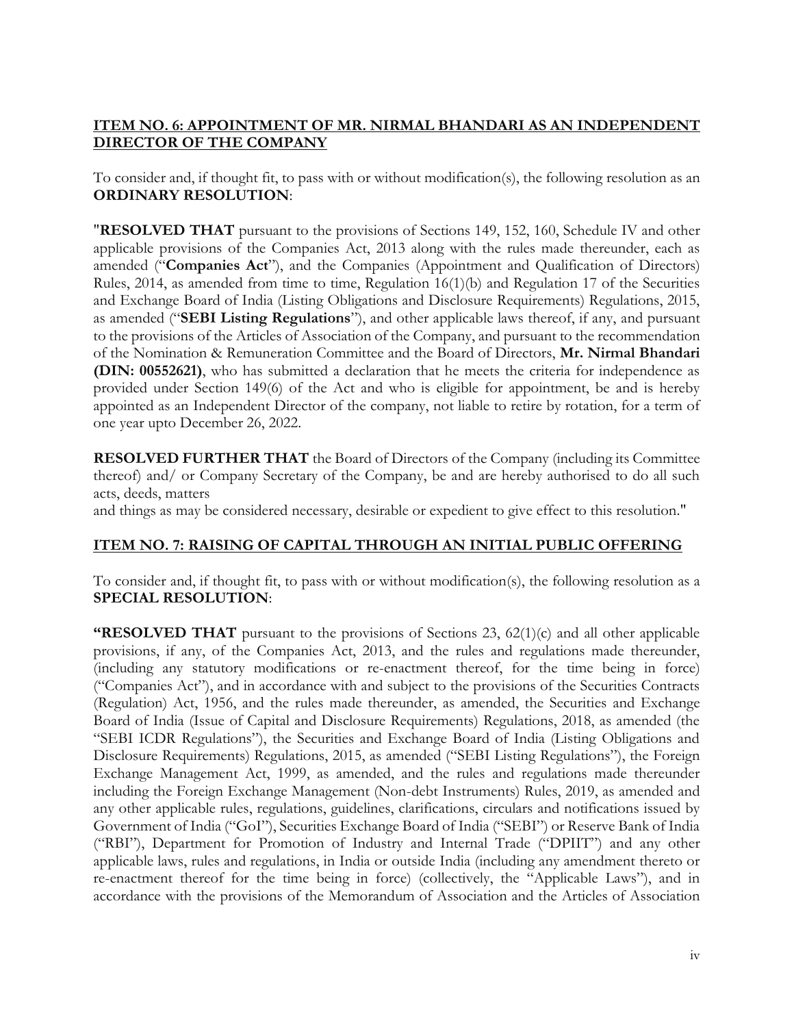**ITEM NO. 6: APPOINTMENT OF MR. NIRMAL BHANDARI AS AN INDEPENDENT DIRECTOR OF THE COMPANY**

To consider and, if thought fit, to pass with or without modification(s), the following resolution as an **ORDINARY RESOLUTION**:

"**RESOLVED THAT** pursuant to the provisions of Sections 149, 152, 160, Schedule IV and other applicable provisions of the Companies Act, 2013 along with the rules made thereunder, each as amended ("**Companies Act**"), and the Companies (Appointment and Qualification of Directors) Rules, 2014, as amended from time to time, Regulation 16(1)(b) and Regulation 17 of the Securities and Exchange Board of India (Listing Obligations and Disclosure Requirements) Regulations, 2015, as amended ("**SEBI Listing Regulations**"), and other applicable laws thereof, if any, and pursuant to the provisions of the Articles of Association of the Company, and pursuant to the recommendation of the Nomination & Remuneration Committee and the Board of Directors, **Mr. Nirmal Bhandari (DIN: 00552621)**, who has submitted a declaration that he meets the criteria for independence as provided under Section 149(6) of the Act and who is eligible for appointment, be and is hereby appointed as an Independent Director of the company, not liable to retire by rotation, for a term of one year upto December 26, 2022.

**RESOLVED FURTHER THAT** the Board of Directors of the Company (including its Committee thereof) and/ or Company Secretary of the Company, be and are hereby authorised to do all such acts, deeds, matters

and things as may be considered necessary, desirable or expedient to give effect to this resolution."

**ITEM NO. 7: RAISING OF CAPITAL THROUGH AN INITIAL PUBLIC OFFERING**

To consider and, if thought fit, to pass with or without modification(s), the following resolution as a **SPECIAL RESOLUTION**:

**"RESOLVED THAT** pursuant to the provisions of Sections 23, 62(1)(c) and all other applicable provisions, if any, of the Companies Act, 2013, and the rules and regulations made thereunder, (including any statutory modifications or re-enactment thereof, for the time being in force) ("Companies Act"), and in accordance with and subject to the provisions of the Securities Contracts (Regulation) Act, 1956, and the rules made thereunder, as amended, the Securities and Exchange Board of India (Issue of Capital and Disclosure Requirements) Regulations, 2018, as amended (the "SEBI ICDR Regulations"), the Securities and Exchange Board of India (Listing Obligations and Disclosure Requirements) Regulations, 2015, as amended ("SEBI Listing Regulations"), the Foreign Exchange Management Act, 1999, as amended, and the rules and regulations made thereunder including the Foreign Exchange Management (Non-debt Instruments) Rules, 2019, as amended and any other applicable rules, regulations, guidelines, clarifications, circulars and notifications issued by Government of India ("GoI"), Securities Exchange Board of India ("SEBI") or Reserve Bank of India ("RBI"), Department for Promotion of Industry and Internal Trade ("DPIIT") and any other applicable laws, rules and regulations, in India or outside India (including any amendment thereto or re-enactment thereof for the time being in force) (collectively, the "Applicable Laws"), and in accordance with the provisions of the Memorandum of Association and the Articles of Association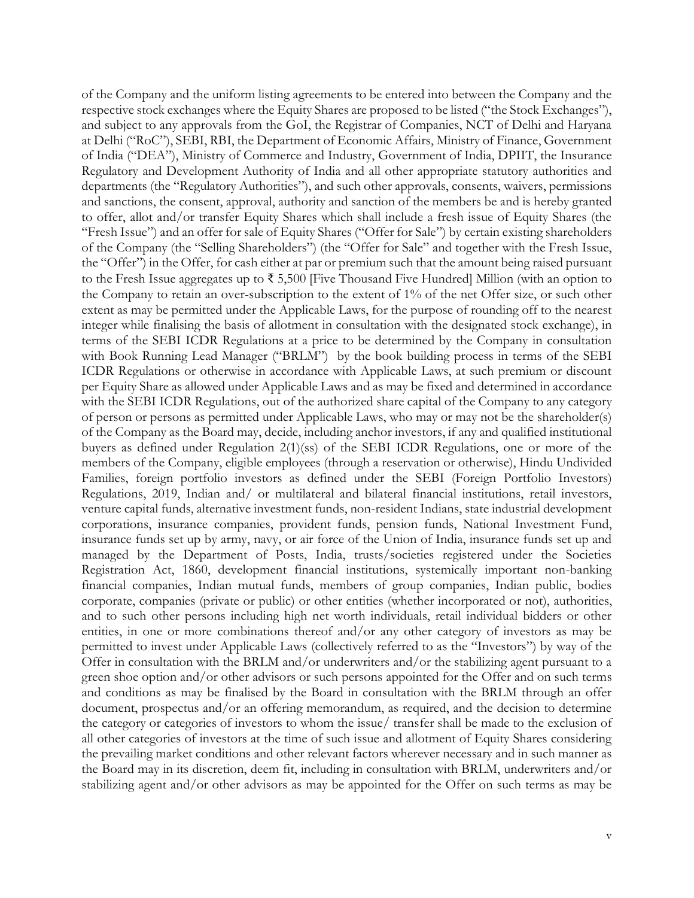of the Company and the uniform listing agreements to be entered into between the Company and the respective stock exchanges where the Equity Shares are proposed to be listed ("the Stock Exchanges"), and subject to any approvals from the GoI, the Registrar of Companies, NCT of Delhi and Haryana at Delhi ("RoC"), SEBI, RBI, the Department of Economic Affairs, Ministry of Finance, Government of India ("DEA"), Ministry of Commerce and Industry, Government of India, DPIIT, the Insurance Regulatory and Development Authority of India and all other appropriate statutory authorities and departments (the "Regulatory Authorities"), and such other approvals, consents, waivers, permissions and sanctions, the consent, approval, authority and sanction of the members be and is hereby granted to offer, allot and/or transfer Equity Shares which shall include a fresh issue of Equity Shares (the "Fresh Issue") and an offer for sale of Equity Shares ("Offer for Sale") by certain existing shareholders of the Company (the "Selling Shareholders") (the "Offer for Sale" and together with the Fresh Issue, the "Offer") in the Offer, for cash either at par or premium such that the amount being raised pursuant to the Fresh Issue aggregates up to ₹ 5,500 [Five Thousand Five Hundred] Million (with an option to the Company to retain an over-subscription to the extent of 1% of the net Offer size, or such other extent as may be permitted under the Applicable Laws, for the purpose of rounding off to the nearest integer while finalising the basis of allotment in consultation with the designated stock exchange), in terms of the SEBI ICDR Regulations at a price to be determined by the Company in consultation with Book Running Lead Manager ("BRLM") by the book building process in terms of the SEBI ICDR Regulations or otherwise in accordance with Applicable Laws, at such premium or discount per Equity Share as allowed under Applicable Laws and as may be fixed and determined in accordance with the SEBI ICDR Regulations, out of the authorized share capital of the Company to any category of person or persons as permitted under Applicable Laws, who may or may not be the shareholder(s) of the Company as the Board may, decide, including anchor investors, if any and qualified institutional buyers as defined under Regulation 2(1)(ss) of the SEBI ICDR Regulations, one or more of the members of the Company, eligible employees (through a reservation or otherwise), Hindu Undivided Families, foreign portfolio investors as defined under the SEBI (Foreign Portfolio Investors) Regulations, 2019, Indian and/ or multilateral and bilateral financial institutions, retail investors, venture capital funds, alternative investment funds, non-resident Indians, state industrial development corporations, insurance companies, provident funds, pension funds, National Investment Fund, insurance funds set up by army, navy, or air force of the Union of India, insurance funds set up and managed by the Department of Posts, India, trusts/societies registered under the Societies Registration Act, 1860, development financial institutions, systemically important non-banking financial companies, Indian mutual funds, members of group companies, Indian public, bodies corporate, companies (private or public) or other entities (whether incorporated or not), authorities, and to such other persons including high net worth individuals, retail individual bidders or other entities, in one or more combinations thereof and/or any other category of investors as may be permitted to invest under Applicable Laws (collectively referred to as the "Investors") by way of the Offer in consultation with the BRLM and/or underwriters and/or the stabilizing agent pursuant to a green shoe option and/or other advisors or such persons appointed for the Offer and on such terms and conditions as may be finalised by the Board in consultation with the BRLM through an offer document, prospectus and/or an offering memorandum, as required, and the decision to determine the category or categories of investors to whom the issue/ transfer shall be made to the exclusion of all other categories of investors at the time of such issue and allotment of Equity Shares considering the prevailing market conditions and other relevant factors wherever necessary and in such manner as the Board may in its discretion, deem fit, including in consultation with BRLM, underwriters and/or stabilizing agent and/or other advisors as may be appointed for the Offer on such terms as may be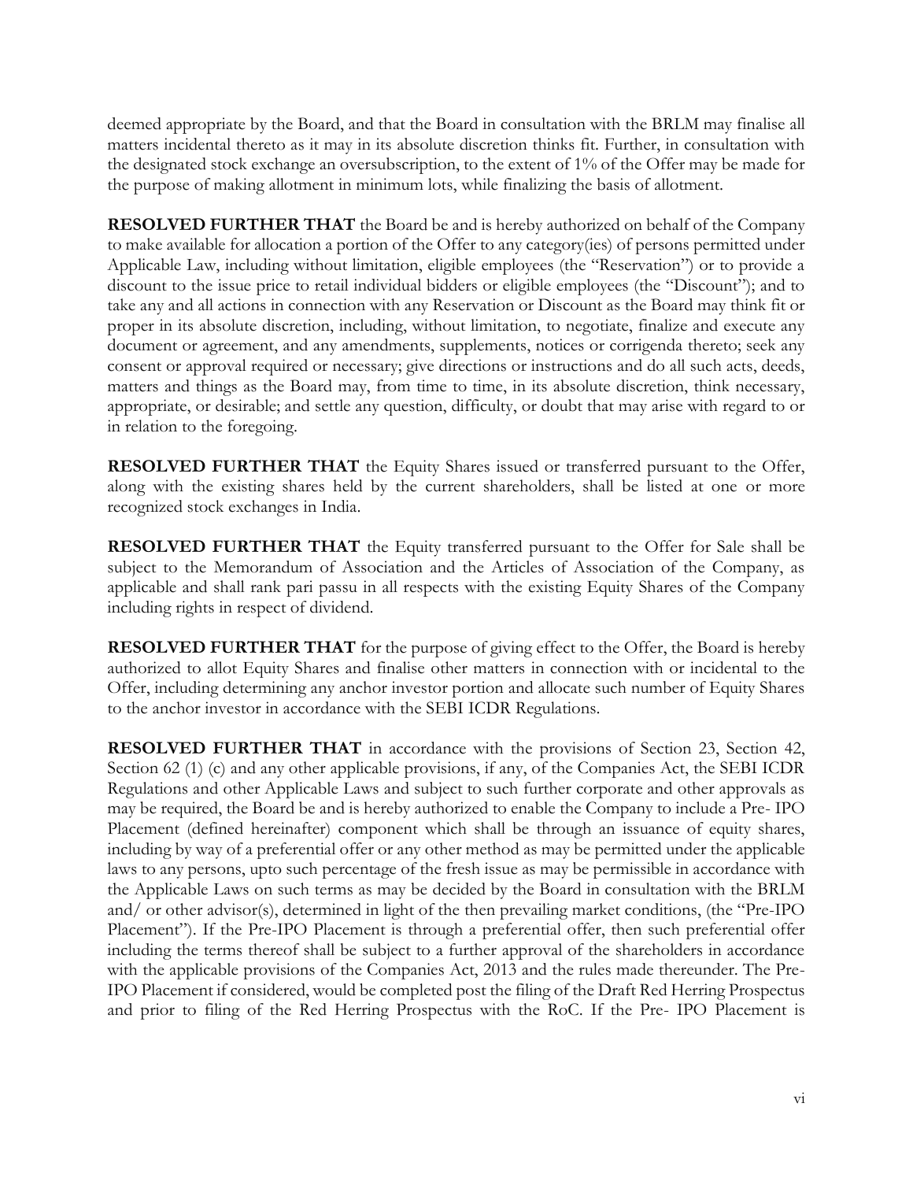deemed appropriate by the Board, and that the Board in consultation with the BRLM may finalise all matters incidental thereto as it may in its absolute discretion thinks fit. Further, in consultation with the designated stock exchange an oversubscription, to the extent of 1% of the Offer may be made for the purpose of making allotment in minimum lots, while finalizing the basis of allotment.

**RESOLVED FURTHER THAT** the Board be and is hereby authorized on behalf of the Company to make available for allocation a portion of the Offer to any category(ies) of persons permitted under Applicable Law, including without limitation, eligible employees (the "Reservation") or to provide a discount to the issue price to retail individual bidders or eligible employees (the "Discount"); and to take any and all actions in connection with any Reservation or Discount as the Board may think fit or proper in its absolute discretion, including, without limitation, to negotiate, finalize and execute any document or agreement, and any amendments, supplements, notices or corrigenda thereto; seek any consent or approval required or necessary; give directions or instructions and do all such acts, deeds, matters and things as the Board may, from time to time, in its absolute discretion, think necessary, appropriate, or desirable; and settle any question, difficulty, or doubt that may arise with regard to or in relation to the foregoing.

**RESOLVED FURTHER THAT** the Equity Shares issued or transferred pursuant to the Offer, along with the existing shares held by the current shareholders, shall be listed at one or more recognized stock exchanges in India.

**RESOLVED FURTHER THAT** the Equity transferred pursuant to the Offer for Sale shall be subject to the Memorandum of Association and the Articles of Association of the Company, as applicable and shall rank pari passu in all respects with the existing Equity Shares of the Company including rights in respect of dividend.

**RESOLVED FURTHER THAT** for the purpose of giving effect to the Offer, the Board is hereby authorized to allot Equity Shares and finalise other matters in connection with or incidental to the Offer, including determining any anchor investor portion and allocate such number of Equity Shares to the anchor investor in accordance with the SEBI ICDR Regulations.

**RESOLVED FURTHER THAT** in accordance with the provisions of Section 23, Section 42, Section 62 (1) (c) and any other applicable provisions, if any, of the Companies Act, the SEBI ICDR Regulations and other Applicable Laws and subject to such further corporate and other approvals as may be required, the Board be and is hereby authorized to enable the Company to include a Pre- IPO Placement (defined hereinafter) component which shall be through an issuance of equity shares, including by way of a preferential offer or any other method as may be permitted under the applicable laws to any persons, upto such percentage of the fresh issue as may be permissible in accordance with the Applicable Laws on such terms as may be decided by the Board in consultation with the BRLM and/ or other advisor(s), determined in light of the then prevailing market conditions, (the "Pre-IPO Placement"). If the Pre-IPO Placement is through a preferential offer, then such preferential offer including the terms thereof shall be subject to a further approval of the shareholders in accordance with the applicable provisions of the Companies Act, 2013 and the rules made thereunder. The Pre-IPO Placement if considered, would be completed post the filing of the Draft Red Herring Prospectus and prior to filing of the Red Herring Prospectus with the RoC. If the Pre- IPO Placement is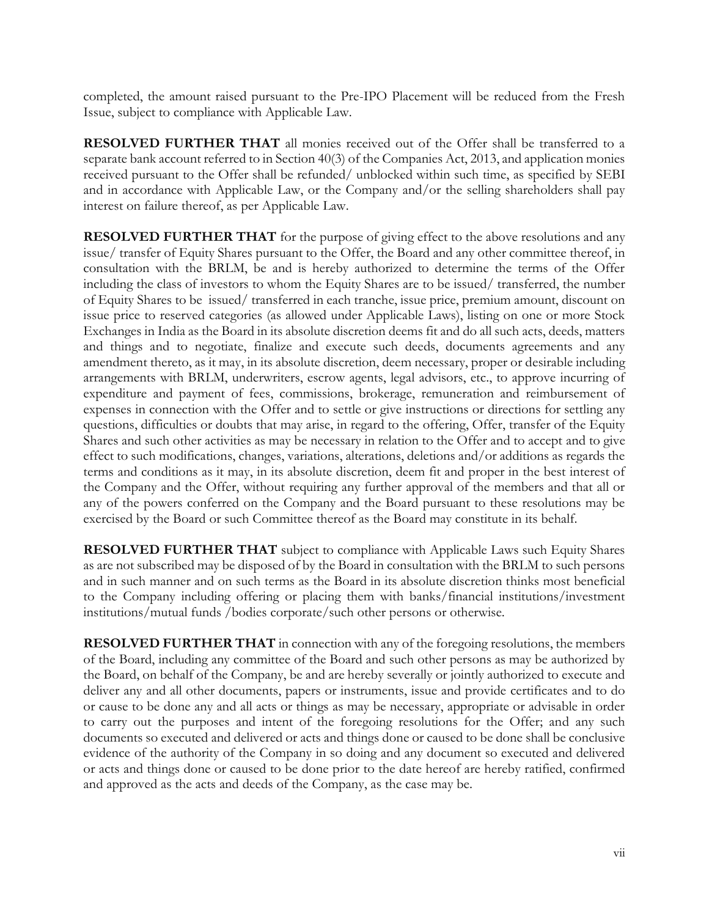completed, the amount raised pursuant to the Pre-IPO Placement will be reduced from the Fresh Issue, subject to compliance with Applicable Law.

**RESOLVED FURTHER THAT** all monies received out of the Offer shall be transferred to a separate bank account referred to in Section 40(3) of the Companies Act, 2013, and application monies received pursuant to the Offer shall be refunded/ unblocked within such time, as specified by SEBI and in accordance with Applicable Law, or the Company and/or the selling shareholders shall pay interest on failure thereof, as per Applicable Law.

**RESOLVED FURTHER THAT** for the purpose of giving effect to the above resolutions and any issue/ transfer of Equity Shares pursuant to the Offer, the Board and any other committee thereof, in consultation with the BRLM, be and is hereby authorized to determine the terms of the Offer including the class of investors to whom the Equity Shares are to be issued/ transferred, the number of Equity Shares to be issued/ transferred in each tranche, issue price, premium amount, discount on issue price to reserved categories (as allowed under Applicable Laws), listing on one or more Stock Exchanges in India as the Board in its absolute discretion deems fit and do all such acts, deeds, matters and things and to negotiate, finalize and execute such deeds, documents agreements and any amendment thereto, as it may, in its absolute discretion, deem necessary, proper or desirable including arrangements with BRLM, underwriters, escrow agents, legal advisors, etc., to approve incurring of expenditure and payment of fees, commissions, brokerage, remuneration and reimbursement of expenses in connection with the Offer and to settle or give instructions or directions for settling any questions, difficulties or doubts that may arise, in regard to the offering, Offer, transfer of the Equity Shares and such other activities as may be necessary in relation to the Offer and to accept and to give effect to such modifications, changes, variations, alterations, deletions and/or additions as regards the terms and conditions as it may, in its absolute discretion, deem fit and proper in the best interest of the Company and the Offer, without requiring any further approval of the members and that all or any of the powers conferred on the Company and the Board pursuant to these resolutions may be exercised by the Board or such Committee thereof as the Board may constitute in its behalf.

**RESOLVED FURTHER THAT** subject to compliance with Applicable Laws such Equity Shares as are not subscribed may be disposed of by the Board in consultation with the BRLM to such persons and in such manner and on such terms as the Board in its absolute discretion thinks most beneficial to the Company including offering or placing them with banks/financial institutions/investment institutions/mutual funds /bodies corporate/such other persons or otherwise.

**RESOLVED FURTHER THAT** in connection with any of the foregoing resolutions, the members of the Board, including any committee of the Board and such other persons as may be authorized by the Board, on behalf of the Company, be and are hereby severally or jointly authorized to execute and deliver any and all other documents, papers or instruments, issue and provide certificates and to do or cause to be done any and all acts or things as may be necessary, appropriate or advisable in order to carry out the purposes and intent of the foregoing resolutions for the Offer; and any such documents so executed and delivered or acts and things done or caused to be done shall be conclusive evidence of the authority of the Company in so doing and any document so executed and delivered or acts and things done or caused to be done prior to the date hereof are hereby ratified, confirmed and approved as the acts and deeds of the Company, as the case may be.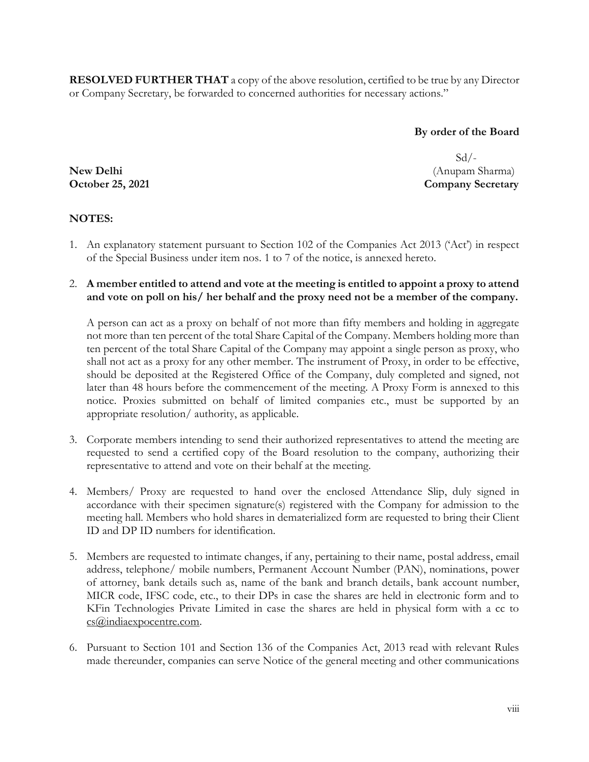**RESOLVED FURTHER THAT** a copy of the above resolution, certified to be true by any Director or Company Secretary, be forwarded to concerned authorities for necessary actions."

**By order of the Board**

Sd/-
(Anupam Sharma)
**Company Secretary**

**New Delhi**
**October 25, 2021**

**NOTES:**

1. An explanatory statement pursuant to Section 102 of the Companies Act 2013 ('Act') in respect of the Special Business under item nos. 1 to 7 of the notice, is annexed hereto.

2. **A member entitled to attend and vote at the meeting is entitled to appoint a proxy to attend and vote on poll on his/ her behalf and the proxy need not be a member of the company.**

   A person can act as a proxy on behalf of not more than fifty members and holding in aggregate not more than ten percent of the total Share Capital of the Company. Members holding more than ten percent of the total Share Capital of the Company may appoint a single person as proxy, who shall not act as a proxy for any other member. The instrument of Proxy, in order to be effective, should be deposited at the Registered Office of the Company, duly completed and signed, not later than 48 hours before the commencement of the meeting. A Proxy Form is annexed to this notice. Proxies submitted on behalf of limited companies etc., must be supported by an appropriate resolution/ authority, as applicable.

3. Corporate members intending to send their authorized representatives to attend the meeting are requested to send a certified copy of the Board resolution to the company, authorizing their representative to attend and vote on their behalf at the meeting.

4. Members/ Proxy are requested to hand over the enclosed Attendance Slip, duly signed in accordance with their specimen signature(s) registered with the Company for admission to the meeting hall. Members who hold shares in dematerialized form are requested to bring their Client ID and DP ID numbers for identification.

5. Members are requested to intimate changes, if any, pertaining to their name, postal address, email address, telephone/ mobile numbers, Permanent Account Number (PAN), nominations, power of attorney, bank details such as, name of the bank and branch details, bank account number, MICR code, IFSC code, etc., to their DPs in case the shares are held in electronic form and to KFin Technologies Private Limited in case the shares are held in physical form with a cc to cs@indiaexpocentre.com.

6. Pursuant to Section 101 and Section 136 of the Companies Act, 2013 read with relevant Rules made thereunder, companies can serve Notice of the general meeting and other communications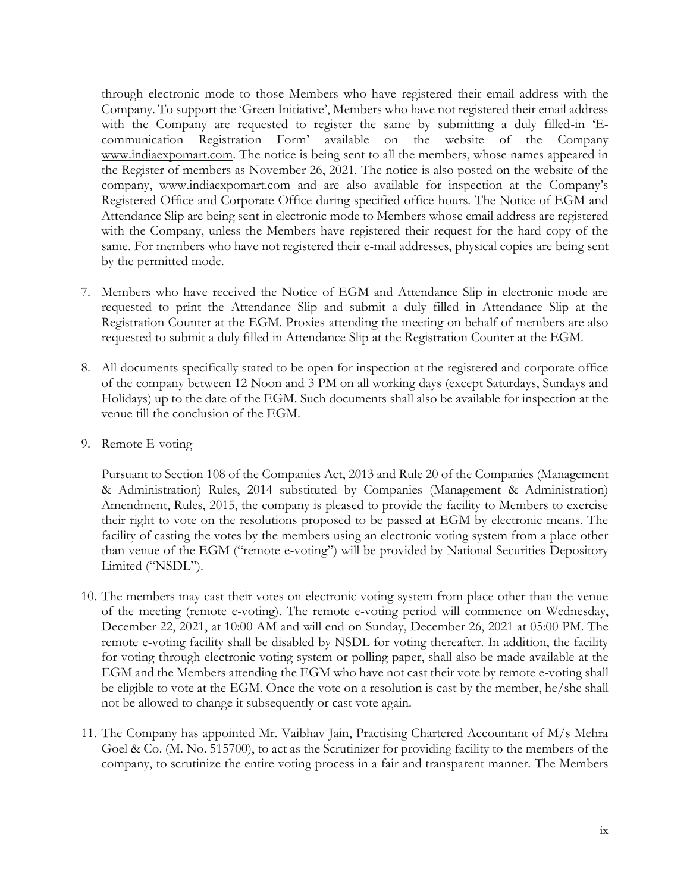through electronic mode to those Members who have registered their email address with the Company. To support the 'Green Initiative', Members who have not registered their email address with the Company are requested to register the same by submitting a duly filled-in 'E-communication Registration Form' available on the website of the Company www.indiaexpomart.com. The notice is being sent to all the members, whose names appeared in the Register of members as November 26, 2021. The notice is also posted on the website of the company, www.indiaexpomart.com and are also available for inspection at the Company's Registered Office and Corporate Office during specified office hours. The Notice of EGM and Attendance Slip are being sent in electronic mode to Members whose email address are registered with the Company, unless the Members have registered their request for the hard copy of the same. For members who have not registered their e-mail addresses, physical copies are being sent by the permitted mode.

7. Members who have received the Notice of EGM and Attendance Slip in electronic mode are requested to print the Attendance Slip and submit a duly filled in Attendance Slip at the Registration Counter at the EGM. Proxies attending the meeting on behalf of members are also requested to submit a duly filled in Attendance Slip at the Registration Counter at the EGM.

8. All documents specifically stated to be open for inspection at the registered and corporate office of the company between 12 Noon and 3 PM on all working days (except Saturdays, Sundays and Holidays) up to the date of the EGM. Such documents shall also be available for inspection at the venue till the conclusion of the EGM.

9. Remote E-voting

   Pursuant to Section 108 of the Companies Act, 2013 and Rule 20 of the Companies (Management & Administration) Rules, 2014 substituted by Companies (Management & Administration) Amendment, Rules, 2015, the company is pleased to provide the facility to Members to exercise their right to vote on the resolutions proposed to be passed at EGM by electronic means. The facility of casting the votes by the members using an electronic voting system from a place other than venue of the EGM ("remote e-voting") will be provided by National Securities Depository Limited ("NSDL").

10. The members may cast their votes on electronic voting system from place other than the venue of the meeting (remote e-voting). The remote e-voting period will commence on Wednesday, December 22, 2021, at 10:00 AM and will end on Sunday, December 26, 2021 at 05:00 PM. The remote e-voting facility shall be disabled by NSDL for voting thereafter. In addition, the facility for voting through electronic voting system or polling paper, shall also be made available at the EGM and the Members attending the EGM who have not cast their vote by remote e-voting shall be eligible to vote at the EGM. Once the vote on a resolution is cast by the member, he/she shall not be allowed to change it subsequently or cast vote again.

11. The Company has appointed Mr. Vaibhav Jain, Practising Chartered Accountant of M/s Mehra Goel & Co. (M. No. 515700), to act as the Scrutinizer for providing facility to the members of the company, to scrutinize the entire voting process in a fair and transparent manner. The Members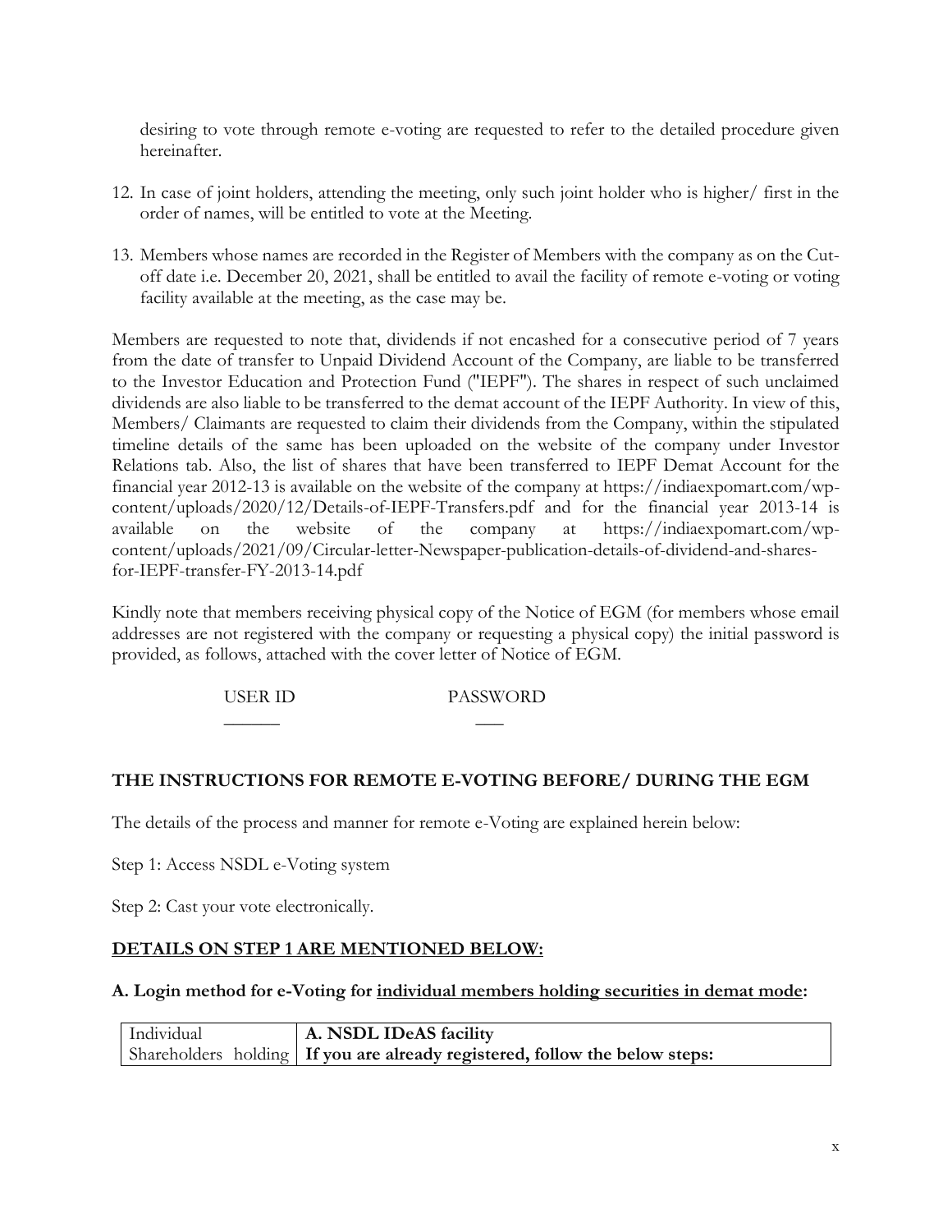desiring to vote through remote e-voting are requested to refer to the detailed procedure given hereinafter.

12. In case of joint holders, attending the meeting, only such joint holder who is higher/ first in the order of names, will be entitled to vote at the Meeting.

13. Members whose names are recorded in the Register of Members with the company as on the Cut-off date i.e. December 20, 2021, shall be entitled to avail the facility of remote e-voting or voting facility available at the meeting, as the case may be.

Members are requested to note that, dividends if not encashed for a consecutive period of 7 years from the date of transfer to Unpaid Dividend Account of the Company, are liable to be transferred to the Investor Education and Protection Fund ("IEPF"). The shares in respect of such unclaimed dividends are also liable to be transferred to the demat account of the IEPF Authority. In view of this, Members/ Claimants are requested to claim their dividends from the Company, within the stipulated timeline details of the same has been uploaded on the website of the company under Investor Relations tab. Also, the list of shares that have been transferred to IEPF Demat Account for the financial year 2012-13 is available on the website of the company at https://indiaexpomart.com/wp-content/uploads/2020/12/Details-of-IEPF-Transfers.pdf and for the financial year 2013-14 is available on the website of the company at https://indiaexpomart.com/wp-content/uploads/2021/09/Circular-letter-Newspaper-publication-details-of-dividend-and-shares-for-IEPF-transfer-FY-2013-14.pdf

Kindly note that members receiving physical copy of the Notice of EGM (for members whose email addresses are not registered with the company or requesting a physical copy) the initial password is provided, as follows, attached with the cover letter of Notice of EGM.

| USER ID | PASSWORD |
|---|---|
| ______ | ___ |

## THE INSTRUCTIONS FOR REMOTE E-VOTING BEFORE/ DURING THE EGM

The details of the process and manner for remote e-Voting are explained herein below:

Step 1: Access NSDL e-Voting system

Step 2: Cast your vote electronically.

### DETAILS ON STEP 1 ARE MENTIONED BELOW:

**A. Login method for e-Voting for individual members holding securities in demat mode:**

| Individual Shareholders holding | **A. NSDL IDeAS facility**<br>**If you are already registered, follow the below steps:** |
|---|---|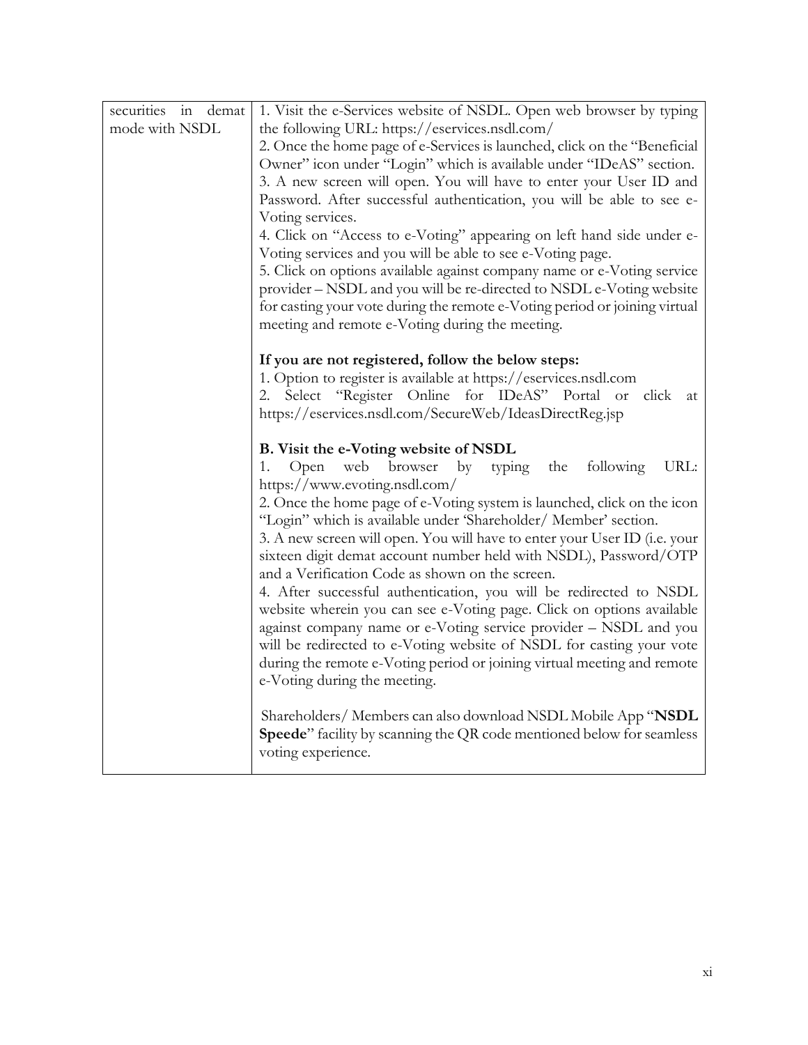| securities in demat mode with NSDL | 1. Visit the e-Services website of NSDL. Open web browser by typing the following URL: https://eservices.nsdl.com/<br>2. Once the home page of e-Services is launched, click on the "Beneficial Owner" icon under "Login" which is available under "IDeAS" section.<br>3. A new screen will open. You will have to enter your User ID and Password. After successful authentication, you will be able to see e-Voting services.<br>4. Click on "Access to e-Voting" appearing on left hand side under e-Voting services and you will be able to see e-Voting page.<br>5. Click on options available against company name or e-Voting service provider – NSDL and you will be re-directed to NSDL e-Voting website for casting your vote during the remote e-Voting period or joining virtual meeting and remote e-Voting during the meeting.<br><br>**If you are not registered, follow the below steps:**<br>1. Option to register is available at https://eservices.nsdl.com<br>2. Select "Register Online for IDeAS" Portal or click at https://eservices.nsdl.com/SecureWeb/IdeasDirectReg.jsp<br><br>**B. Visit the e-Voting website of NSDL**<br>1. Open web browser by typing the following URL: https://www.evoting.nsdl.com/<br>2. Once the home page of e-Voting system is launched, click on the icon "Login" which is available under 'Shareholder/ Member' section.<br>3. A new screen will open. You will have to enter your User ID (i.e. your sixteen digit demat account number held with NSDL), Password/OTP and a Verification Code as shown on the screen.<br>4. After successful authentication, you will be redirected to NSDL website wherein you can see e-Voting page. Click on options available against company name or e-Voting service provider – NSDL and you will be redirected to e-Voting website of NSDL for casting your vote during the remote e-Voting period or joining virtual meeting and remote e-Voting during the meeting.<br><br>Shareholders/ Members can also download NSDL Mobile App "**NSDL Speede**" facility by scanning the QR code mentioned below for seamless voting experience. |
|---|---|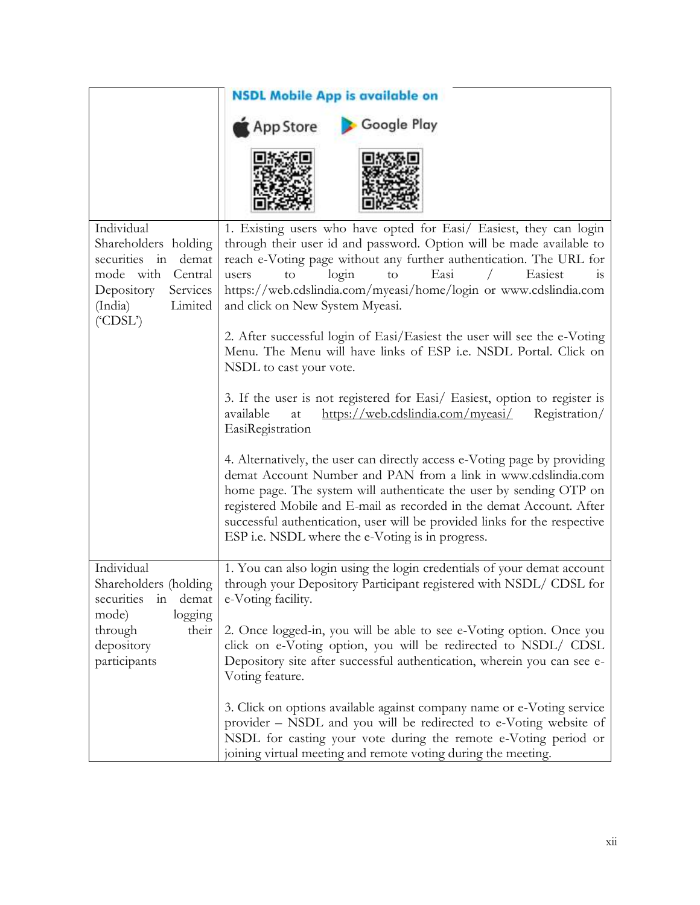| | |
|---|---|
| | **NSDL Mobile App is available on**<br>App Store   Google Play |
| Individual Shareholders holding securities in demat mode with Central Depository Services (India) Limited ('CDSL') | 1. Existing users who have opted for Easi/ Easiest, they can login through their user id and password. Option will be made available to reach e-Voting page without any further authentication. The URL for users to login to Easi / Easiest is https://web.cdslindia.com/myeasi/home/login or www.cdslindia.com and click on New System Myeasi.<br><br>2. After successful login of Easi/Easiest the user will see the e-Voting Menu. The Menu will have links of ESP i.e. NSDL Portal. Click on NSDL to cast your vote.<br><br>3. If the user is not registered for Easi/ Easiest, option to register is available at https://web.cdslindia.com/myeasi/ Registration/ EasiRegistration<br><br>4. Alternatively, the user can directly access e-Voting page by providing demat Account Number and PAN from a link in www.cdslindia.com home page. The system will authenticate the user by sending OTP on registered Mobile and E-mail as recorded in the demat Account. After successful authentication, user will be provided links for the respective ESP i.e. NSDL where the e-Voting is in progress. |
| Individual Shareholders (holding securities in demat mode) logging through their depository participants | 1. You can also login using the login credentials of your demat account through your Depository Participant registered with NSDL/ CDSL for e-Voting facility.<br><br>2. Once logged-in, you will be able to see e-Voting option. Once you click on e-Voting option, you will be redirected to NSDL/ CDSL Depository site after successful authentication, wherein you can see e-Voting feature.<br><br>3. Click on options available against company name or e-Voting service provider – NSDL and you will be redirected to e-Voting website of NSDL for casting your vote during the remote e-Voting period or joining virtual meeting and remote voting during the meeting. |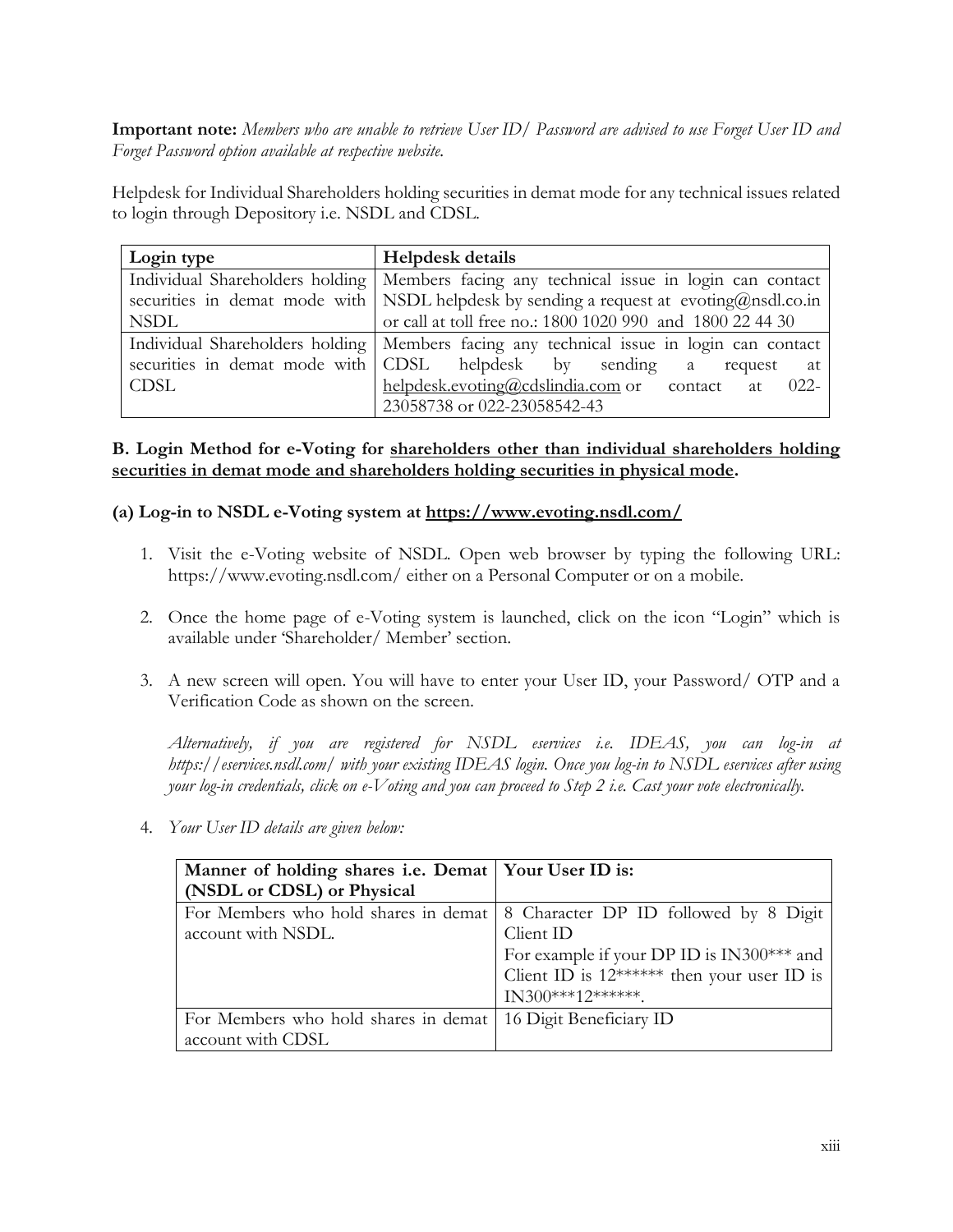**Important note:** *Members who are unable to retrieve User ID/ Password are advised to use Forget User ID and Forget Password option available at respective website.*

Helpdesk for Individual Shareholders holding securities in demat mode for any technical issues related to login through Depository i.e. NSDL and CDSL.

| Login type | Helpdesk details |
|---|---|
| Individual Shareholders holding securities in demat mode with NSDL | Members facing any technical issue in login can contact NSDL helpdesk by sending a request at evoting@nsdl.co.in or call at toll free no.: 1800 1020 990 and 1800 22 44 30 |
| Individual Shareholders holding securities in demat mode with CDSL | Members facing any technical issue in login can contact CDSL helpdesk by sending a request at helpdesk.evoting@cdslindia.com or contact at 022-23058738 or 022-23058542-43 |

**B. Login Method for e-Voting for shareholders other than individual shareholders holding securities in demat mode and shareholders holding securities in physical mode.**

**(a) Log-in to NSDL e-Voting system at https://www.evoting.nsdl.com/**

1. Visit the e-Voting website of NSDL. Open web browser by typing the following URL: https://www.evoting.nsdl.com/ either on a Personal Computer or on a mobile.

2. Once the home page of e-Voting system is launched, click on the icon "Login" which is available under 'Shareholder/ Member' section.

3. A new screen will open. You will have to enter your User ID, your Password/ OTP and a Verification Code as shown on the screen.

   *Alternatively, if you are registered for NSDL eservices i.e. IDEAS, you can log-in at https://eservices.nsdl.com/ with your existing IDEAS login. Once you log-in to NSDL eservices after using your log-in credentials, click on e-Voting and you can proceed to Step 2 i.e. Cast your vote electronically.*

4. *Your User ID details are given below:*

| Manner of holding shares i.e. Demat (NSDL or CDSL) or Physical | Your User ID is: |
|---|---|
| For Members who hold shares in demat account with NSDL. | 8 Character DP ID followed by 8 Digit Client ID<br>For example if your DP ID is IN300*** and Client ID is 12****** then your user ID is IN300***12******. |
| For Members who hold shares in demat account with CDSL | 16 Digit Beneficiary ID |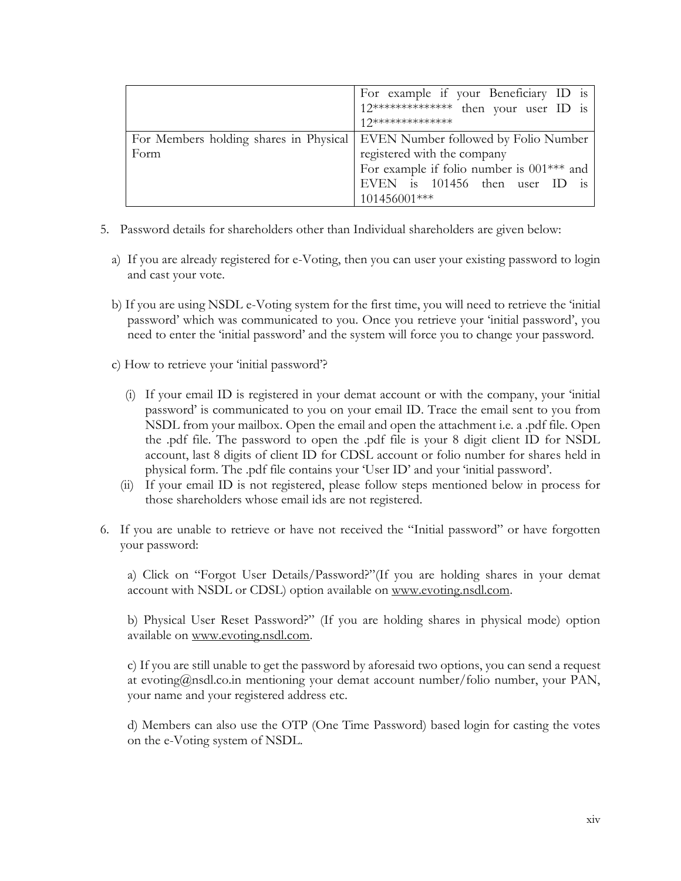| | |
|---|---|
| | For example if your Beneficiary ID is 12************** then your user ID is 12************** |
| For Members holding shares in Physical Form | EVEN Number followed by Folio Number registered with the company<br>For example if folio number is 001*** and EVEN is 101456 then user ID is 101456001*** |

5. Password details for shareholders other than Individual shareholders are given below:

   a) If you are already registered for e-Voting, then you can user your existing password to login and cast your vote.

   b) If you are using NSDL e-Voting system for the first time, you will need to retrieve the 'initial password' which was communicated to you. Once you retrieve your 'initial password', you need to enter the 'initial password' and the system will force you to change your password.

   c) How to retrieve your 'initial password'?

      (i) If your email ID is registered in your demat account or with the company, your 'initial password' is communicated to you on your email ID. Trace the email sent to you from NSDL from your mailbox. Open the email and open the attachment i.e. a .pdf file. Open the .pdf file. The password to open the .pdf file is your 8 digit client ID for NSDL account, last 8 digits of client ID for CDSL account or folio number for shares held in physical form. The .pdf file contains your 'User ID' and your 'initial password'.

      (ii) If your email ID is not registered, please follow steps mentioned below in process for those shareholders whose email ids are not registered.

6. If you are unable to retrieve or have not received the "Initial password" or have forgotten your password:

   a) Click on "Forgot User Details/Password?"(If you are holding shares in your demat account with NSDL or CDSL) option available on www.evoting.nsdl.com.

   b) Physical User Reset Password?" (If you are holding shares in physical mode) option available on www.evoting.nsdl.com.

   c) If you are still unable to get the password by aforesaid two options, you can send a request at evoting@nsdl.co.in mentioning your demat account number/folio number, your PAN, your name and your registered address etc.

   d) Members can also use the OTP (One Time Password) based login for casting the votes on the e-Voting system of NSDL.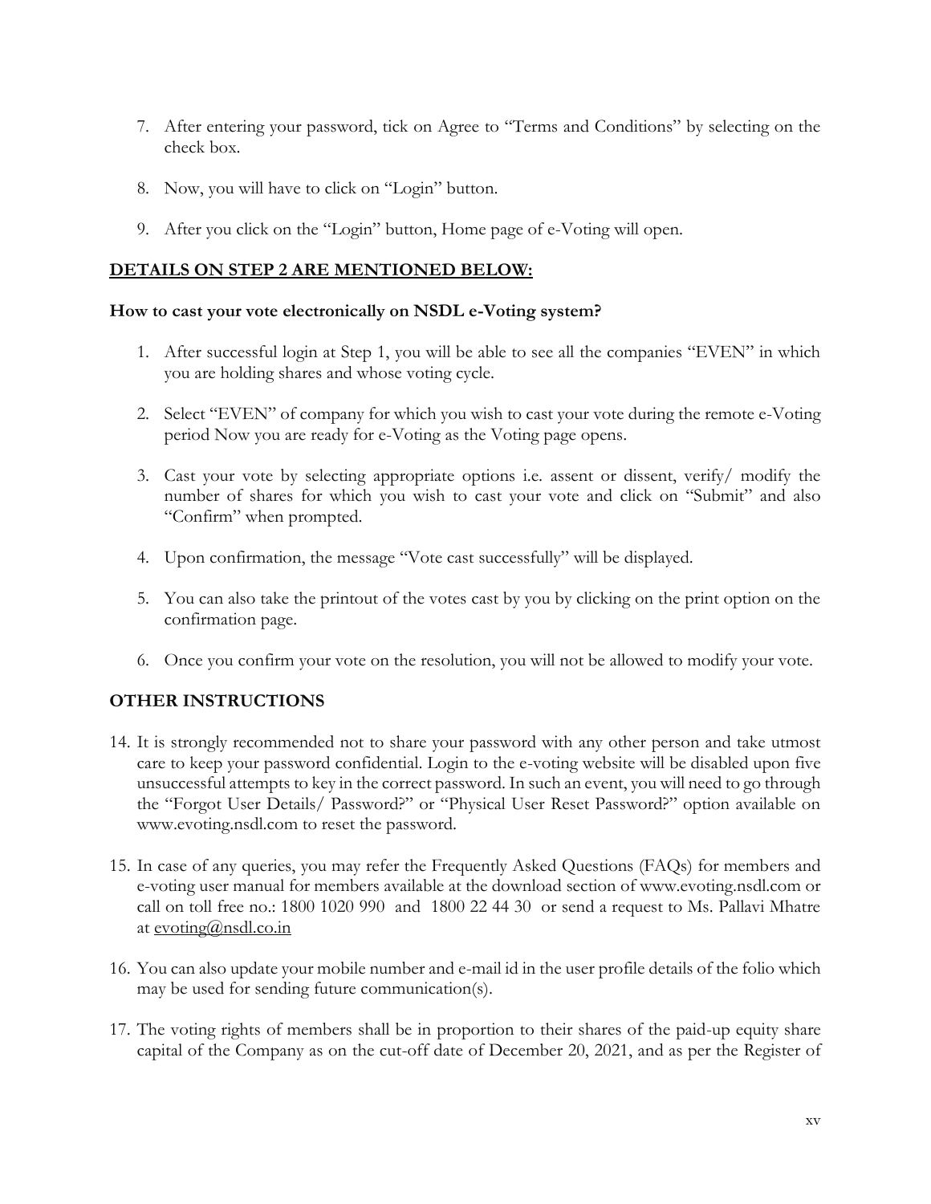7. After entering your password, tick on Agree to "Terms and Conditions" by selecting on the check box.

8. Now, you will have to click on "Login" button.

9. After you click on the "Login" button, Home page of e-Voting will open.

**DETAILS ON STEP 2 ARE MENTIONED BELOW:**

**How to cast your vote electronically on NSDL e-Voting system?**

1. After successful login at Step 1, you will be able to see all the companies "EVEN" in which you are holding shares and whose voting cycle.

2. Select "EVEN" of company for which you wish to cast your vote during the remote e-Voting period Now you are ready for e-Voting as the Voting page opens.

3. Cast your vote by selecting appropriate options i.e. assent or dissent, verify/ modify the number of shares for which you wish to cast your vote and click on "Submit" and also "Confirm" when prompted.

4. Upon confirmation, the message "Vote cast successfully" will be displayed.

5. You can also take the printout of the votes cast by you by clicking on the print option on the confirmation page.

6. Once you confirm your vote on the resolution, you will not be allowed to modify your vote.

**OTHER INSTRUCTIONS**

14. It is strongly recommended not to share your password with any other person and take utmost care to keep your password confidential. Login to the e-voting website will be disabled upon five unsuccessful attempts to key in the correct password. In such an event, you will need to go through the "Forgot User Details/ Password?" or "Physical User Reset Password?" option available on www.evoting.nsdl.com to reset the password.

15. In case of any queries, you may refer the Frequently Asked Questions (FAQs) for members and e-voting user manual for members available at the download section of www.evoting.nsdl.com or call on toll free no.: 1800 1020 990 and 1800 22 44 30 or send a request to Ms. Pallavi Mhatre at evoting@nsdl.co.in

16. You can also update your mobile number and e-mail id in the user profile details of the folio which may be used for sending future communication(s).

17. The voting rights of members shall be in proportion to their shares of the paid-up equity share capital of the Company as on the cut-off date of December 20, 2021, and as per the Register of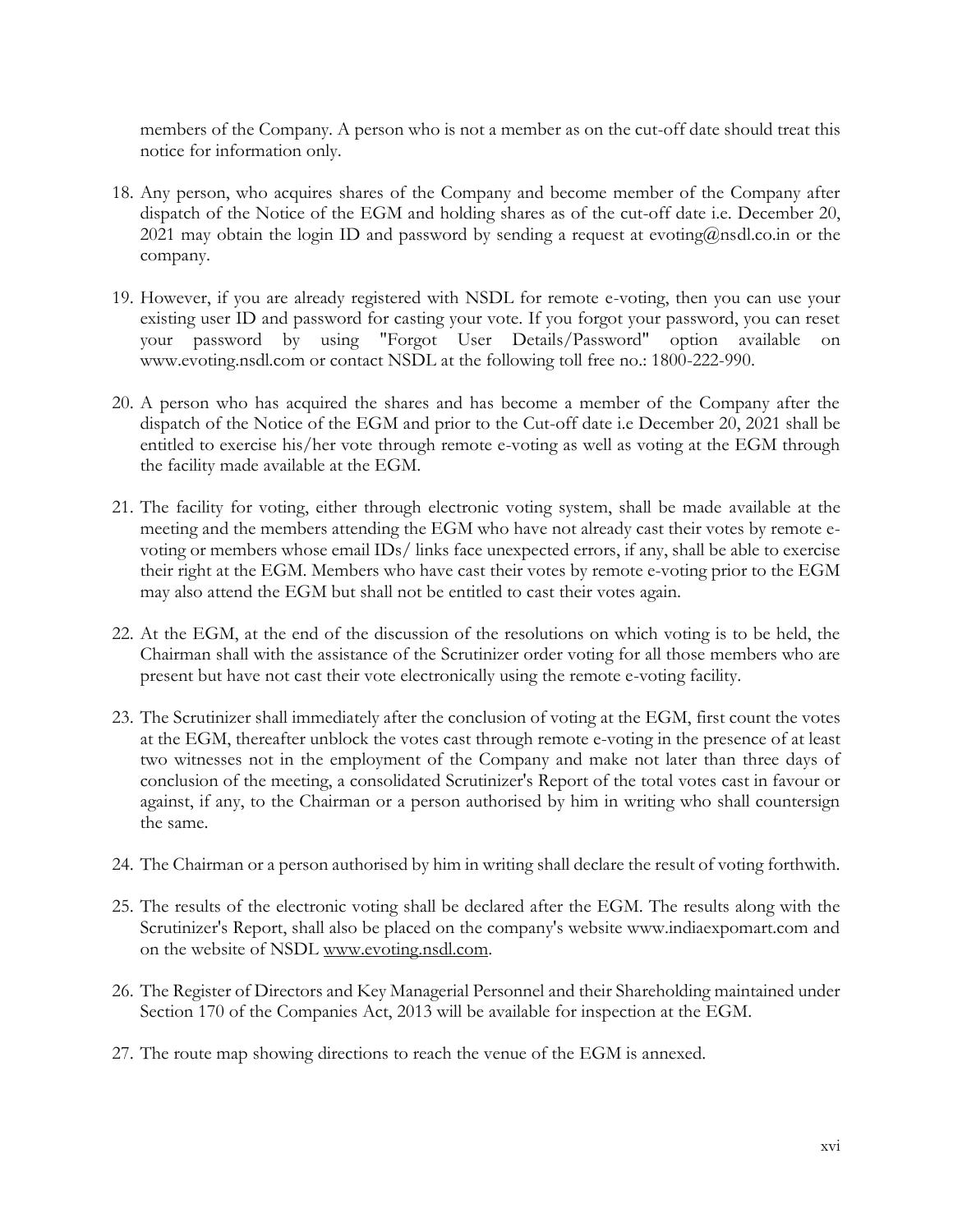members of the Company. A person who is not a member as on the cut-off date should treat this notice for information only.

18. Any person, who acquires shares of the Company and become member of the Company after dispatch of the Notice of the EGM and holding shares as of the cut-off date i.e. December 20, 2021 may obtain the login ID and password by sending a request at evoting@nsdl.co.in or the company.

19. However, if you are already registered with NSDL for remote e-voting, then you can use your existing user ID and password for casting your vote. If you forgot your password, you can reset your password by using "Forgot User Details/Password" option available on www.evoting.nsdl.com or contact NSDL at the following toll free no.: 1800-222-990.

20. A person who has acquired the shares and has become a member of the Company after the dispatch of the Notice of the EGM and prior to the Cut-off date i.e December 20, 2021 shall be entitled to exercise his/her vote through remote e-voting as well as voting at the EGM through the facility made available at the EGM.

21. The facility for voting, either through electronic voting system, shall be made available at the meeting and the members attending the EGM who have not already cast their votes by remote e-voting or members whose email IDs/ links face unexpected errors, if any, shall be able to exercise their right at the EGM. Members who have cast their votes by remote e-voting prior to the EGM may also attend the EGM but shall not be entitled to cast their votes again.

22. At the EGM, at the end of the discussion of the resolutions on which voting is to be held, the Chairman shall with the assistance of the Scrutinizer order voting for all those members who are present but have not cast their vote electronically using the remote e-voting facility.

23. The Scrutinizer shall immediately after the conclusion of voting at the EGM, first count the votes at the EGM, thereafter unblock the votes cast through remote e-voting in the presence of at least two witnesses not in the employment of the Company and make not later than three days of conclusion of the meeting, a consolidated Scrutinizer's Report of the total votes cast in favour or against, if any, to the Chairman or a person authorised by him in writing who shall countersign the same.

24. The Chairman or a person authorised by him in writing shall declare the result of voting forthwith.

25. The results of the electronic voting shall be declared after the EGM. The results along with the Scrutinizer's Report, shall also be placed on the company's website www.indiaexpomart.com and on the website of NSDL www.evoting.nsdl.com.

26. The Register of Directors and Key Managerial Personnel and their Shareholding maintained under Section 170 of the Companies Act, 2013 will be available for inspection at the EGM.

27. The route map showing directions to reach the venue of the EGM is annexed.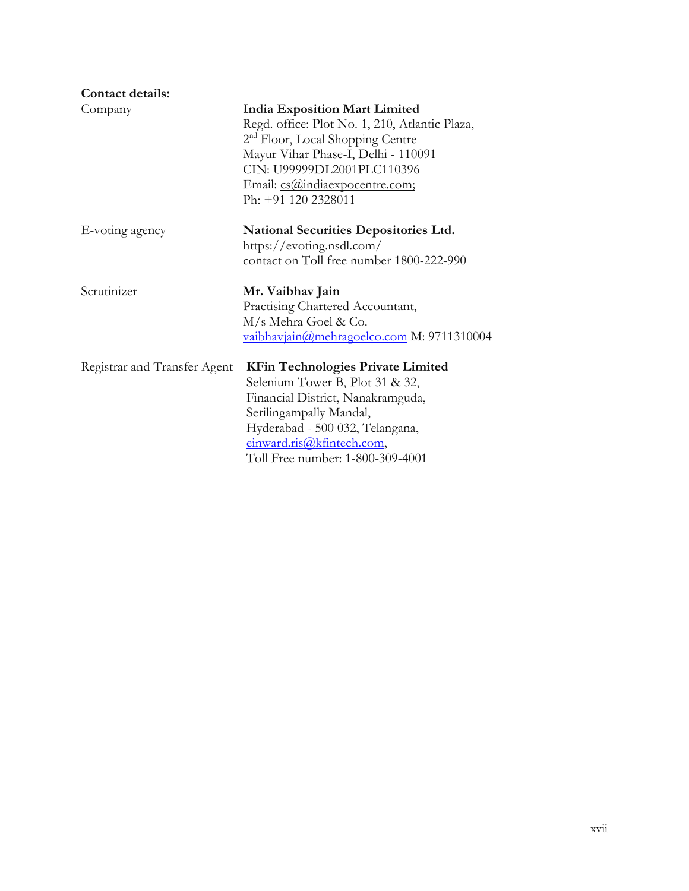**Contact details:**

| | |
|---|---|
| Company | **India Exposition Mart Limited**<br>Regd. office: Plot No. 1, 210, Atlantic Plaza,<br>2nd Floor, Local Shopping Centre<br>Mayur Vihar Phase-I, Delhi - 110091<br>CIN: U99999DL2001PLC110396<br>Email: cs@indiaexpocentre.com;<br>Ph: +91 120 2328011 |
| E-voting agency | **National Securities Depositories Ltd.**<br>https://evoting.nsdl.com/<br>contact on Toll free number 1800-222-990 |
| Scrutinizer | **Mr. Vaibhav Jain**<br>Practising Chartered Accountant,<br>M/s Mehra Goel & Co.<br>vaibhavjain@mehragoelco.com M: 9711310004 |
| Registrar and Transfer Agent | **KFin Technologies Private Limited**<br>Selenium Tower B, Plot 31 & 32,<br>Financial District, Nanakramguda,<br>Serilingampally Mandal,<br>Hyderabad - 500 032, Telangana,<br>einward.ris@kfintech.com,<br>Toll Free number: 1-800-309-4001 |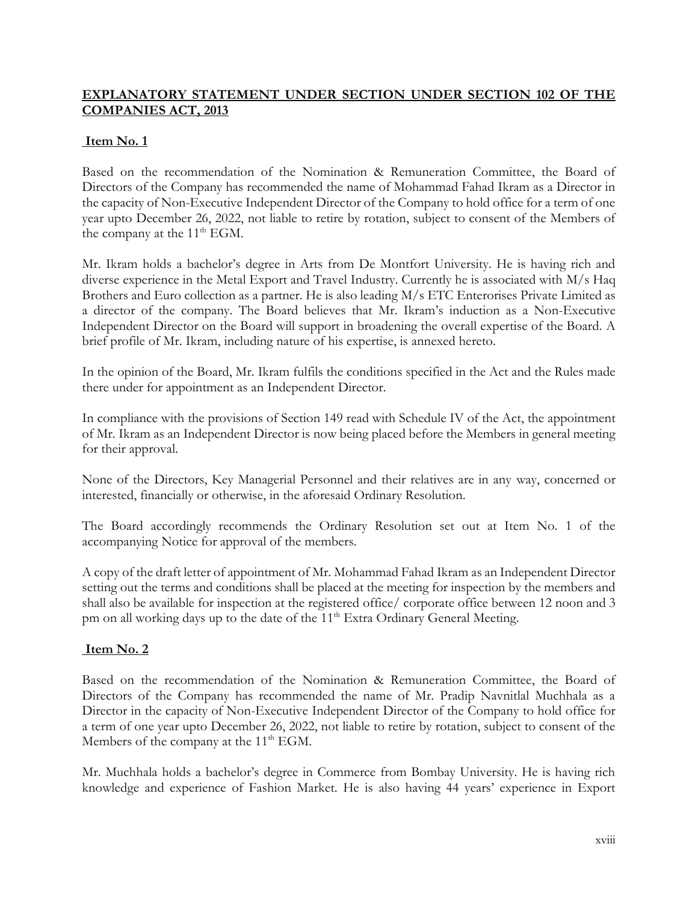## EXPLANATORY STATEMENT UNDER SECTION UNDER SECTION 102 OF THE COMPANIES ACT, 2013

### Item No. 1

Based on the recommendation of the Nomination & Remuneration Committee, the Board of Directors of the Company has recommended the name of Mohammad Fahad Ikram as a Director in the capacity of Non-Executive Independent Director of the Company to hold office for a term of one year upto December 26, 2022, not liable to retire by rotation, subject to consent of the Members of the company at the 11th EGM.

Mr. Ikram holds a bachelor's degree in Arts from De Montfort University. He is having rich and diverse experience in the Metal Export and Travel Industry. Currently he is associated with M/s Haq Brothers and Euro collection as a partner. He is also leading M/s ETC Enterorises Private Limited as a director of the company. The Board believes that Mr. Ikram's induction as a Non-Executive Independent Director on the Board will support in broadening the overall expertise of the Board. A brief profile of Mr. Ikram, including nature of his expertise, is annexed hereto.

In the opinion of the Board, Mr. Ikram fulfils the conditions specified in the Act and the Rules made there under for appointment as an Independent Director.

In compliance with the provisions of Section 149 read with Schedule IV of the Act, the appointment of Mr. Ikram as an Independent Director is now being placed before the Members in general meeting for their approval.

None of the Directors, Key Managerial Personnel and their relatives are in any way, concerned or interested, financially or otherwise, in the aforesaid Ordinary Resolution.

The Board accordingly recommends the Ordinary Resolution set out at Item No. 1 of the accompanying Notice for approval of the members.

A copy of the draft letter of appointment of Mr. Mohammad Fahad Ikram as an Independent Director setting out the terms and conditions shall be placed at the meeting for inspection by the members and shall also be available for inspection at the registered office/ corporate office between 12 noon and 3 pm on all working days up to the date of the 11th Extra Ordinary General Meeting.

### Item No. 2

Based on the recommendation of the Nomination & Remuneration Committee, the Board of Directors of the Company has recommended the name of Mr. Pradip Navnitlal Muchhala as a Director in the capacity of Non-Executive Independent Director of the Company to hold office for a term of one year upto December 26, 2022, not liable to retire by rotation, subject to consent of the Members of the company at the 11th EGM.

Mr. Muchhala holds a bachelor's degree in Commerce from Bombay University. He is having rich knowledge and experience of Fashion Market. He is also having 44 years' experience in Export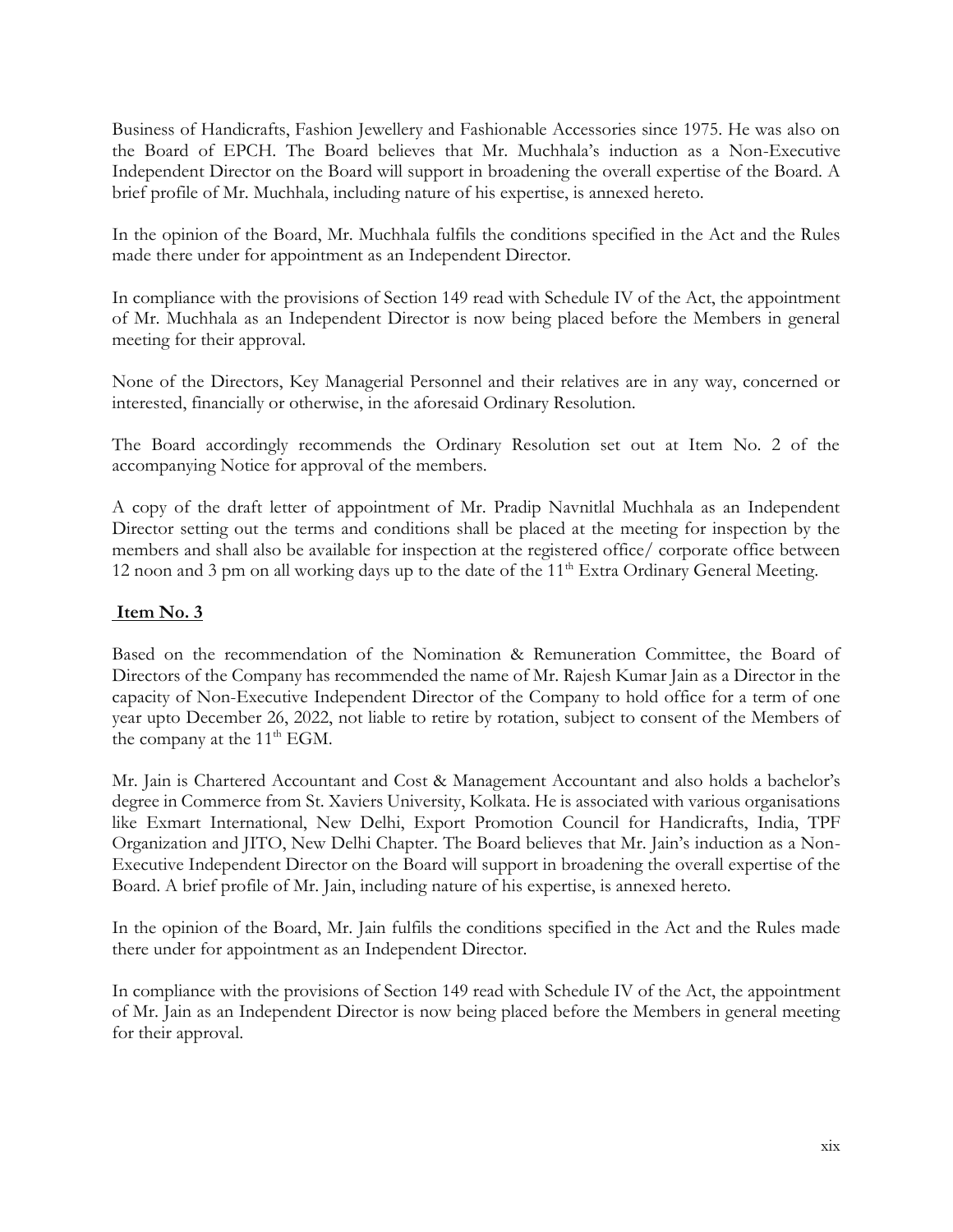Business of Handicrafts, Fashion Jewellery and Fashionable Accessories since 1975. He was also on the Board of EPCH. The Board believes that Mr. Muchhala's induction as a Non-Executive Independent Director on the Board will support in broadening the overall expertise of the Board. A brief profile of Mr. Muchhala, including nature of his expertise, is annexed hereto.

In the opinion of the Board, Mr. Muchhala fulfils the conditions specified in the Act and the Rules made there under for appointment as an Independent Director.

In compliance with the provisions of Section 149 read with Schedule IV of the Act, the appointment of Mr. Muchhala as an Independent Director is now being placed before the Members in general meeting for their approval.

None of the Directors, Key Managerial Personnel and their relatives are in any way, concerned or interested, financially or otherwise, in the aforesaid Ordinary Resolution.

The Board accordingly recommends the Ordinary Resolution set out at Item No. 2 of the accompanying Notice for approval of the members.

A copy of the draft letter of appointment of Mr. Pradip Navnitlal Muchhala as an Independent Director setting out the terms and conditions shall be placed at the meeting for inspection by the members and shall also be available for inspection at the registered office/ corporate office between 12 noon and 3 pm on all working days up to the date of the 11th Extra Ordinary General Meeting.

**Item No. 3**

Based on the recommendation of the Nomination & Remuneration Committee, the Board of Directors of the Company has recommended the name of Mr. Rajesh Kumar Jain as a Director in the capacity of Non-Executive Independent Director of the Company to hold office for a term of one year upto December 26, 2022, not liable to retire by rotation, subject to consent of the Members of the company at the 11th EGM.

Mr. Jain is Chartered Accountant and Cost & Management Accountant and also holds a bachelor's degree in Commerce from St. Xaviers University, Kolkata. He is associated with various organisations like Exmart International, New Delhi, Export Promotion Council for Handicrafts, India, TPF Organization and JITO, New Delhi Chapter. The Board believes that Mr. Jain's induction as a Non-Executive Independent Director on the Board will support in broadening the overall expertise of the Board. A brief profile of Mr. Jain, including nature of his expertise, is annexed hereto.

In the opinion of the Board, Mr. Jain fulfils the conditions specified in the Act and the Rules made there under for appointment as an Independent Director.

In compliance with the provisions of Section 149 read with Schedule IV of the Act, the appointment of Mr. Jain as an Independent Director is now being placed before the Members in general meeting for their approval.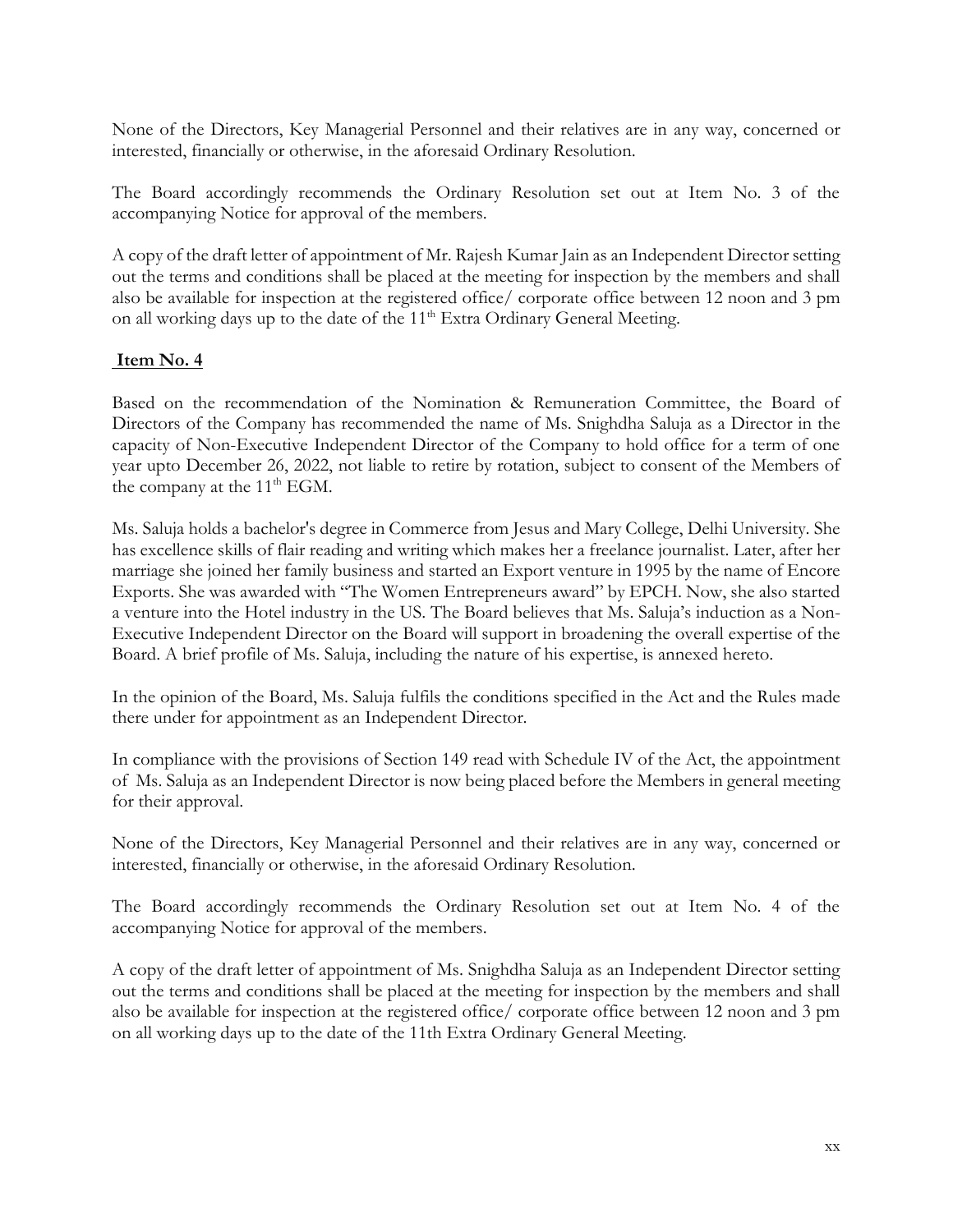None of the Directors, Key Managerial Personnel and their relatives are in any way, concerned or interested, financially or otherwise, in the aforesaid Ordinary Resolution.

The Board accordingly recommends the Ordinary Resolution set out at Item No. 3 of the accompanying Notice for approval of the members.

A copy of the draft letter of appointment of Mr. Rajesh Kumar Jain as an Independent Director setting out the terms and conditions shall be placed at the meeting for inspection by the members and shall also be available for inspection at the registered office/ corporate office between 12 noon and 3 pm on all working days up to the date of the 11th Extra Ordinary General Meeting.

**Item No. 4**

Based on the recommendation of the Nomination & Remuneration Committee, the Board of Directors of the Company has recommended the name of Ms. Snighdha Saluja as a Director in the capacity of Non-Executive Independent Director of the Company to hold office for a term of one year upto December 26, 2022, not liable to retire by rotation, subject to consent of the Members of the company at the 11th EGM.

Ms. Saluja holds a bachelor's degree in Commerce from Jesus and Mary College, Delhi University. She has excellence skills of flair reading and writing which makes her a freelance journalist. Later, after her marriage she joined her family business and started an Export venture in 1995 by the name of Encore Exports. She was awarded with "The Women Entrepreneurs award" by EPCH. Now, she also started a venture into the Hotel industry in the US. The Board believes that Ms. Saluja's induction as a Non-Executive Independent Director on the Board will support in broadening the overall expertise of the Board. A brief profile of Ms. Saluja, including the nature of his expertise, is annexed hereto.

In the opinion of the Board, Ms. Saluja fulfils the conditions specified in the Act and the Rules made there under for appointment as an Independent Director.

In compliance with the provisions of Section 149 read with Schedule IV of the Act, the appointment of Ms. Saluja as an Independent Director is now being placed before the Members in general meeting for their approval.

None of the Directors, Key Managerial Personnel and their relatives are in any way, concerned or interested, financially or otherwise, in the aforesaid Ordinary Resolution.

The Board accordingly recommends the Ordinary Resolution set out at Item No. 4 of the accompanying Notice for approval of the members.

A copy of the draft letter of appointment of Ms. Snighdha Saluja as an Independent Director setting out the terms and conditions shall be placed at the meeting for inspection by the members and shall also be available for inspection at the registered office/ corporate office between 12 noon and 3 pm on all working days up to the date of the 11th Extra Ordinary General Meeting.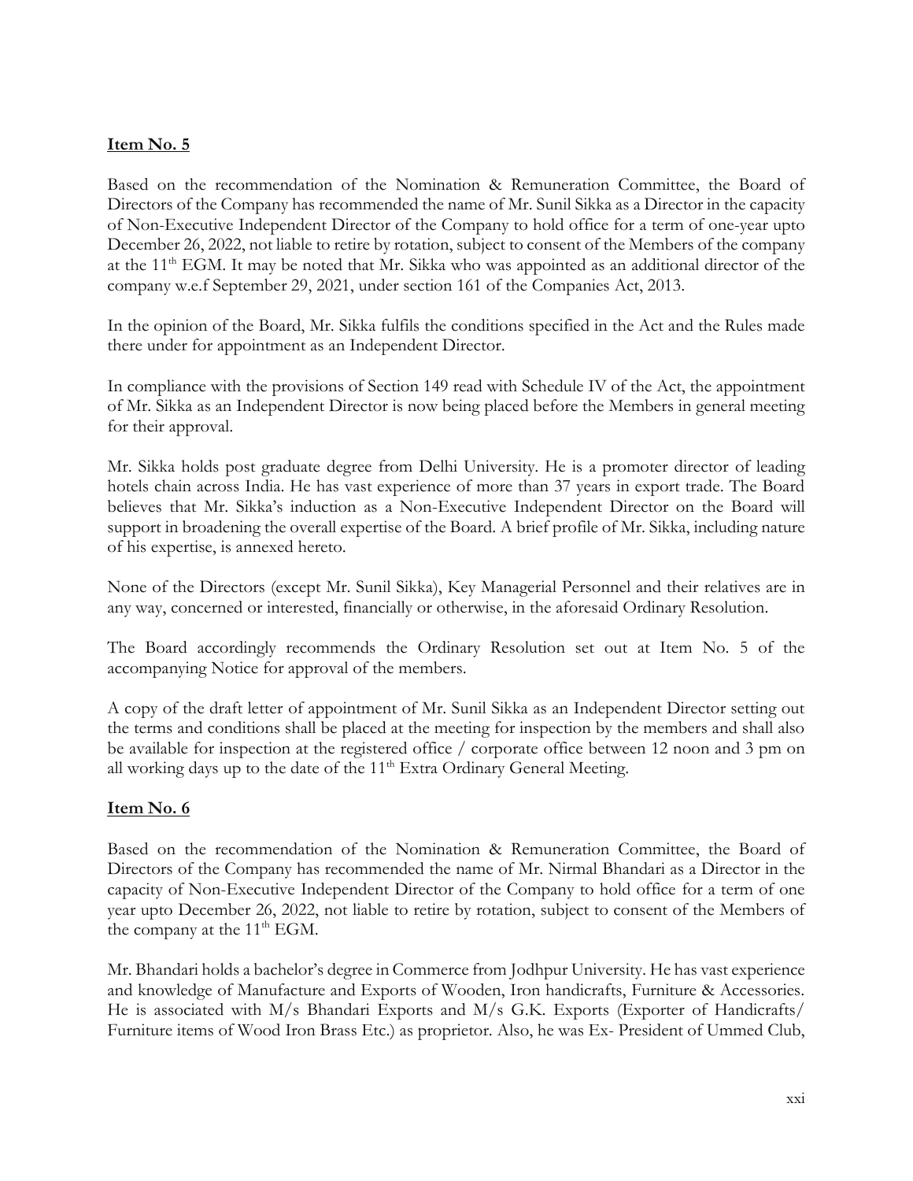**Item No. 5**

Based on the recommendation of the Nomination & Remuneration Committee, the Board of Directors of the Company has recommended the name of Mr. Sunil Sikka as a Director in the capacity of Non-Executive Independent Director of the Company to hold office for a term of one-year upto December 26, 2022, not liable to retire by rotation, subject to consent of the Members of the company at the 11th EGM. It may be noted that Mr. Sikka who was appointed as an additional director of the company w.e.f September 29, 2021, under section 161 of the Companies Act, 2013.

In the opinion of the Board, Mr. Sikka fulfils the conditions specified in the Act and the Rules made there under for appointment as an Independent Director.

In compliance with the provisions of Section 149 read with Schedule IV of the Act, the appointment of Mr. Sikka as an Independent Director is now being placed before the Members in general meeting for their approval.

Mr. Sikka holds post graduate degree from Delhi University. He is a promoter director of leading hotels chain across India. He has vast experience of more than 37 years in export trade. The Board believes that Mr. Sikka's induction as a Non-Executive Independent Director on the Board will support in broadening the overall expertise of the Board. A brief profile of Mr. Sikka, including nature of his expertise, is annexed hereto.

None of the Directors (except Mr. Sunil Sikka), Key Managerial Personnel and their relatives are in any way, concerned or interested, financially or otherwise, in the aforesaid Ordinary Resolution.

The Board accordingly recommends the Ordinary Resolution set out at Item No. 5 of the accompanying Notice for approval of the members.

A copy of the draft letter of appointment of Mr. Sunil Sikka as an Independent Director setting out the terms and conditions shall be placed at the meeting for inspection by the members and shall also be available for inspection at the registered office / corporate office between 12 noon and 3 pm on all working days up to the date of the 11th Extra Ordinary General Meeting.

**Item No. 6**

Based on the recommendation of the Nomination & Remuneration Committee, the Board of Directors of the Company has recommended the name of Mr. Nirmal Bhandari as a Director in the capacity of Non-Executive Independent Director of the Company to hold office for a term of one year upto December 26, 2022, not liable to retire by rotation, subject to consent of the Members of the company at the 11th EGM.

Mr. Bhandari holds a bachelor's degree in Commerce from Jodhpur University. He has vast experience and knowledge of Manufacture and Exports of Wooden, Iron handicrafts, Furniture & Accessories. He is associated with M/s Bhandari Exports and M/s G.K. Exports (Exporter of Handicrafts/ Furniture items of Wood Iron Brass Etc.) as proprietor. Also, he was Ex- President of Ummed Club,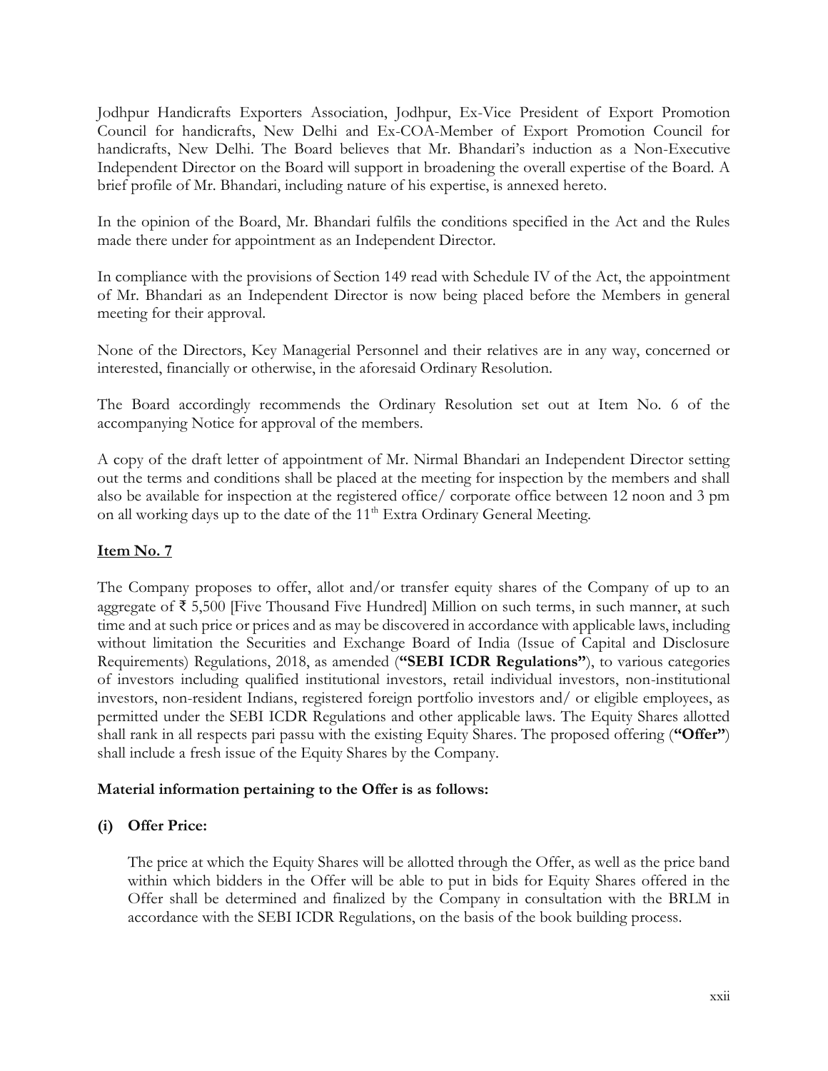Jodhpur Handicrafts Exporters Association, Jodhpur, Ex-Vice President of Export Promotion Council for handicrafts, New Delhi and Ex-COA-Member of Export Promotion Council for handicrafts, New Delhi. The Board believes that Mr. Bhandari's induction as a Non-Executive Independent Director on the Board will support in broadening the overall expertise of the Board. A brief profile of Mr. Bhandari, including nature of his expertise, is annexed hereto.

In the opinion of the Board, Mr. Bhandari fulfils the conditions specified in the Act and the Rules made there under for appointment as an Independent Director.

In compliance with the provisions of Section 149 read with Schedule IV of the Act, the appointment of Mr. Bhandari as an Independent Director is now being placed before the Members in general meeting for their approval.

None of the Directors, Key Managerial Personnel and their relatives are in any way, concerned or interested, financially or otherwise, in the aforesaid Ordinary Resolution.

The Board accordingly recommends the Ordinary Resolution set out at Item No. 6 of the accompanying Notice for approval of the members.

A copy of the draft letter of appointment of Mr. Nirmal Bhandari an Independent Director setting out the terms and conditions shall be placed at the meeting for inspection by the members and shall also be available for inspection at the registered office/ corporate office between 12 noon and 3 pm on all working days up to the date of the 11th Extra Ordinary General Meeting.

**Item No. 7**

The Company proposes to offer, allot and/or transfer equity shares of the Company of up to an aggregate of ₹ 5,500 [Five Thousand Five Hundred] Million on such terms, in such manner, at such time and at such price or prices and as may be discovered in accordance with applicable laws, including without limitation the Securities and Exchange Board of India (Issue of Capital and Disclosure Requirements) Regulations, 2018, as amended (**"SEBI ICDR Regulations"**), to various categories of investors including qualified institutional investors, retail individual investors, non-institutional investors, non-resident Indians, registered foreign portfolio investors and/ or eligible employees, as permitted under the SEBI ICDR Regulations and other applicable laws. The Equity Shares allotted shall rank in all respects pari passu with the existing Equity Shares. The proposed offering (**"Offer"**) shall include a fresh issue of the Equity Shares by the Company.

**Material information pertaining to the Offer is as follows:**

**(i) Offer Price:**

The price at which the Equity Shares will be allotted through the Offer, as well as the price band within which bidders in the Offer will be able to put in bids for Equity Shares offered in the Offer shall be determined and finalized by the Company in consultation with the BRLM in accordance with the SEBI ICDR Regulations, on the basis of the book building process.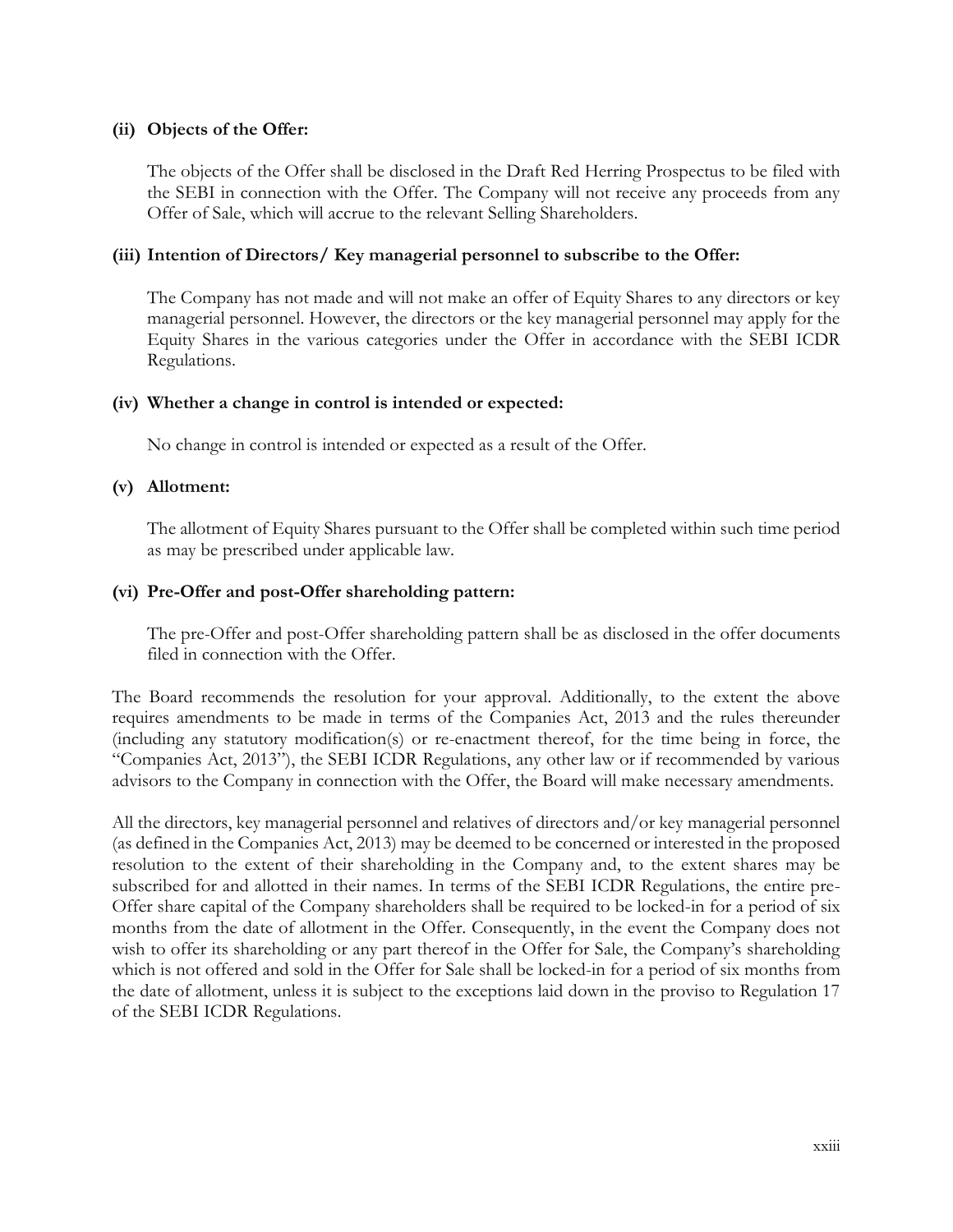**(ii) Objects of the Offer:**

The objects of the Offer shall be disclosed in the Draft Red Herring Prospectus to be filed with the SEBI in connection with the Offer. The Company will not receive any proceeds from any Offer of Sale, which will accrue to the relevant Selling Shareholders.

**(iii) Intention of Directors/ Key managerial personnel to subscribe to the Offer:**

The Company has not made and will not make an offer of Equity Shares to any directors or key managerial personnel. However, the directors or the key managerial personnel may apply for the Equity Shares in the various categories under the Offer in accordance with the SEBI ICDR Regulations.

**(iv) Whether a change in control is intended or expected:**

No change in control is intended or expected as a result of the Offer.

**(v) Allotment:**

The allotment of Equity Shares pursuant to the Offer shall be completed within such time period as may be prescribed under applicable law.

**(vi) Pre-Offer and post-Offer shareholding pattern:**

The pre-Offer and post-Offer shareholding pattern shall be as disclosed in the offer documents filed in connection with the Offer.

The Board recommends the resolution for your approval. Additionally, to the extent the above requires amendments to be made in terms of the Companies Act, 2013 and the rules thereunder (including any statutory modification(s) or re-enactment thereof, for the time being in force, the "Companies Act, 2013"), the SEBI ICDR Regulations, any other law or if recommended by various advisors to the Company in connection with the Offer, the Board will make necessary amendments.

All the directors, key managerial personnel and relatives of directors and/or key managerial personnel (as defined in the Companies Act, 2013) may be deemed to be concerned or interested in the proposed resolution to the extent of their shareholding in the Company and, to the extent shares may be subscribed for and allotted in their names. In terms of the SEBI ICDR Regulations, the entire pre-Offer share capital of the Company shareholders shall be required to be locked-in for a period of six months from the date of allotment in the Offer. Consequently, in the event the Company does not wish to offer its shareholding or any part thereof in the Offer for Sale, the Company's shareholding which is not offered and sold in the Offer for Sale shall be locked-in for a period of six months from the date of allotment, unless it is subject to the exceptions laid down in the proviso to Regulation 17 of the SEBI ICDR Regulations.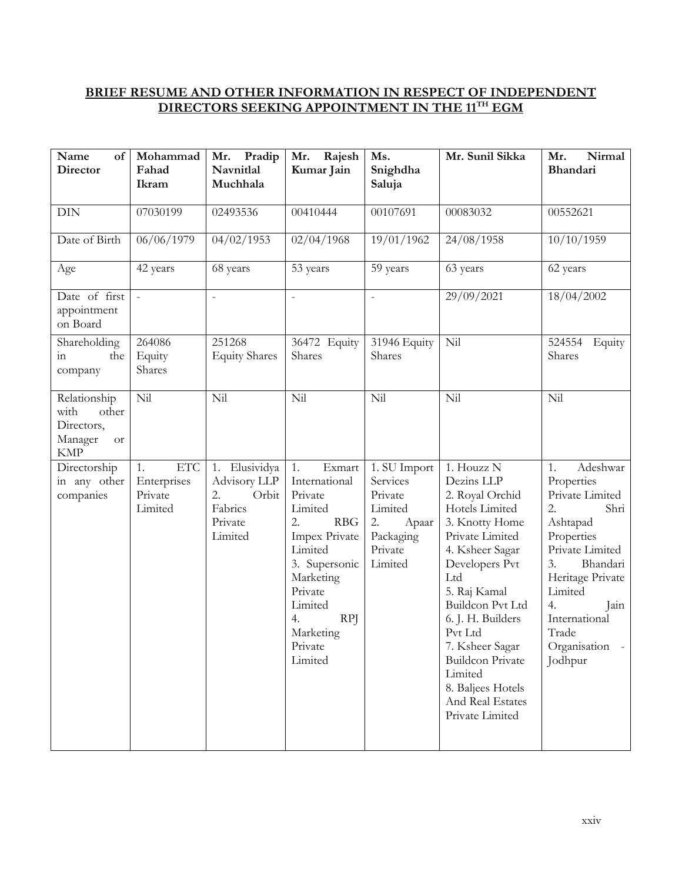## BRIEF RESUME AND OTHER INFORMATION IN RESPECT OF INDEPENDENT DIRECTORS SEEKING APPOINTMENT IN THE 11TH EGM

| Name of Director | Mohammad Fahad Ikram | Mr. Pradip Navnitlal Muchhala | Mr. Rajesh Kumar Jain | Ms. Snighdha Saluja | Mr. Sunil Sikka | Mr. Nirmal Bhandari |
|---|---|---|---|---|---|---|
| DIN | 07030199 | 02493536 | 00410444 | 00107691 | 00083032 | 00552621 |
| Date of Birth | 06/06/1979 | 04/02/1953 | 02/04/1968 | 19/01/1962 | 24/08/1958 | 10/10/1959 |
| Age | 42 years | 68 years | 53 years | 59 years | 63 years | 62 years |
| Date of first appointment on Board | - | - | - | - | 29/09/2021 | 18/04/2002 |
| Shareholding in the company | 264086 Equity Shares | 251268 Equity Shares | 36472 Equity Shares | 31946 Equity Shares | Nil | 524554 Equity Shares |
| Relationship with other Directors, Manager or KMP | Nil | Nil | Nil | Nil | Nil | Nil |
| Directorship in any other companies | 1. ETC Enterprises Private Limited | 1. Elusividya Advisory LLP<br>2. Orbit Fabrics Private Limited | 1. Exmart International Private Limited<br>2. RBG Impex Private Limited<br>3. Supersonic Marketing Private Limited<br>4. RPJ Marketing Private Limited | 1. SU Import Services Private Limited<br>2. Apaar Packaging Private Limited | 1. Houzz N Dezins LLP<br>2. Royal Orchid Hotels Limited<br>3. Knotty Home Private Limited<br>4. Ksheer Sagar Developers Pvt Ltd<br>5. Raj Kamal Buildcon Pvt Ltd<br>6. J. H. Builders Pvt Ltd<br>7. Ksheer Sagar Buildcon Private Limited<br>8. Baljees Hotels And Real Estates Private Limited | 1. Adeshwar Properties Private Limited<br>2. Shri Ashtapad Properties Private Limited<br>3. Bhandari Heritage Private Limited<br>4. Jain International Trade Organisation - Jodhpur |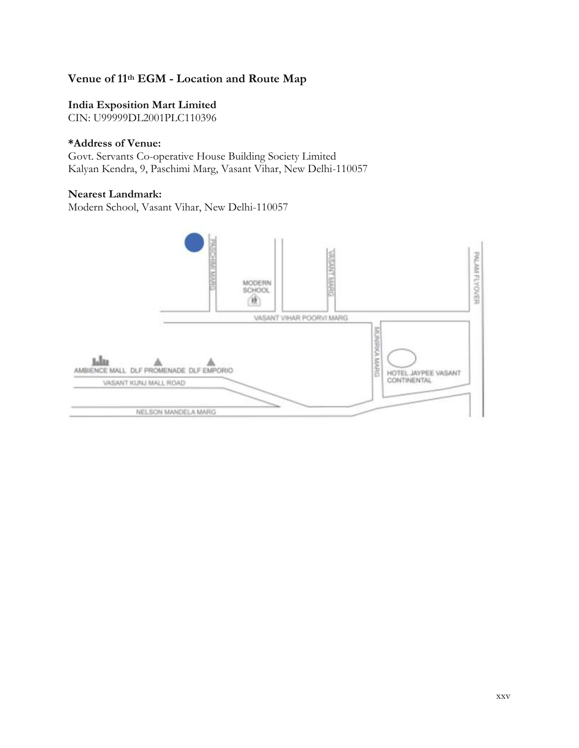## Venue of 11th EGM - Location and Route Map

**India Exposition Mart Limited**
CIN: U99999DL2001PLC110396

**\*Address of Venue:**
Govt. Servants Co-operative House Building Society Limited
Kalyan Kendra, 9, Paschimi Marg, Vasant Vihar, New Delhi-110057

**Nearest Landmark:**
Modern School, Vasant Vihar, New Delhi-110057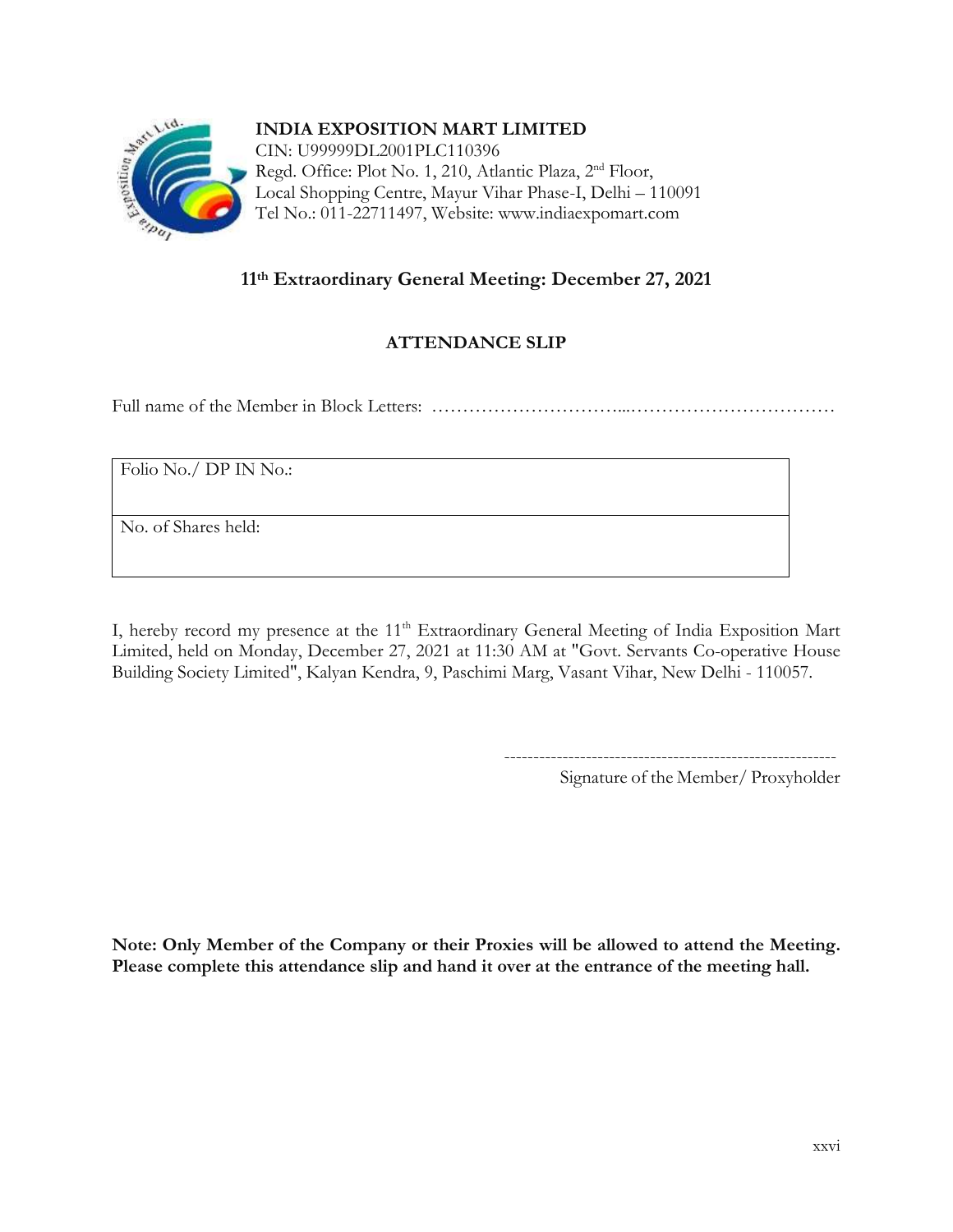**INDIA EXPOSITION MART LIMITED**
CIN: U99999DL2001PLC110396
Regd. Office: Plot No. 1, 210, Atlantic Plaza, 2nd Floor,
Local Shopping Centre, Mayur Vihar Phase-I, Delhi – 110091
Tel No.: 011-22711497, Website: www.indiaexpomart.com

## 11th Extraordinary General Meeting: December 27, 2021

## ATTENDANCE SLIP

Full name of the Member in Block Letters: …………………………...……………………………

| Folio No./ DP IN No.: |
|---|
| No. of Shares held: |

I, hereby record my presence at the 11th Extraordinary General Meeting of India Exposition Mart Limited, held on Monday, December 27, 2021 at 11:30 AM at "Govt. Servants Co-operative House Building Society Limited", Kalyan Kendra, 9, Paschimi Marg, Vasant Vihar, New Delhi - 110057.

---------------------------------------------------------
Signature of the Member/ Proxyholder

**Note: Only Member of the Company or their Proxies will be allowed to attend the Meeting. Please complete this attendance slip and hand it over at the entrance of the meeting hall.**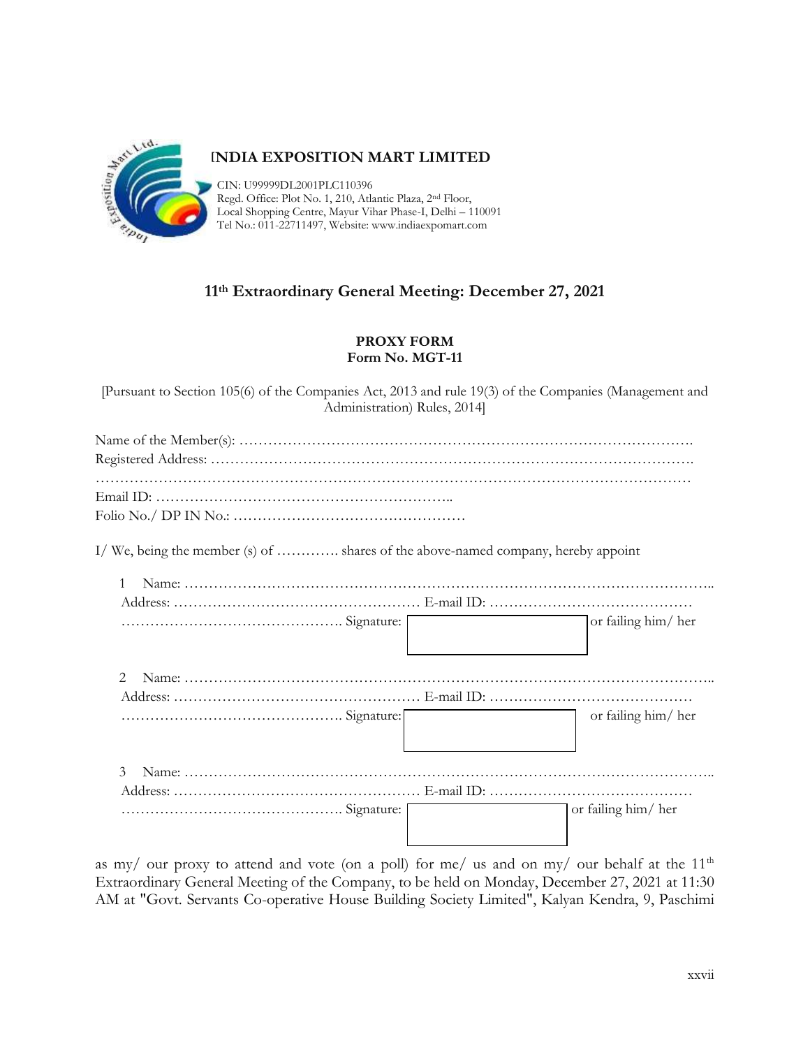# INDIA EXPOSITION MART LIMITED

CIN: U99999DL2001PLC110396
Regd. Office: Plot No. 1, 210, Atlantic Plaza, 2nd Floor,
Local Shopping Centre, Mayur Vihar Phase-I, Delhi – 110091
Tel No.: 011-22711497, Website: www.indiaexpomart.com

## 11th Extraordinary General Meeting: December 27, 2021

**PROXY FORM**
**Form No. MGT-11**

[Pursuant to Section 105(6) of the Companies Act, 2013 and rule 19(3) of the Companies (Management and Administration) Rules, 2014]

Name of the Member(s): ……………………………………………………………………………….
Registered Address: ……………………………………………………………………………………….
…………………………………………………………………………………………………………….
Email ID: ……………………………………………………..
Folio No./ DP IN No.: …………………………………………

I/ We, being the member (s) of …………. shares of the above-named company, hereby appoint

1. Name: ………………………………………………………………………………………………..
   Address: …………………………………………… E-mail ID: ……………………………………
   ………………………………………. Signature: [ ] or failing him/ her

2. Name: ………………………………………………………………………………………………..
   Address: …………………………………………… E-mail ID: ……………………………………
   ………………………………………. Signature: [ ] or failing him/ her

3. Name: ………………………………………………………………………………………………..
   Address: …………………………………………… E-mail ID: ……………………………………
   ………………………………………. Signature: [ ] or failing him/ her

as my/ our proxy to attend and vote (on a poll) for me/ us and on my/ our behalf at the 11th Extraordinary General Meeting of the Company, to be held on Monday, December 27, 2021 at 11:30 AM at "Govt. Servants Co-operative House Building Society Limited", Kalyan Kendra, 9, Paschimi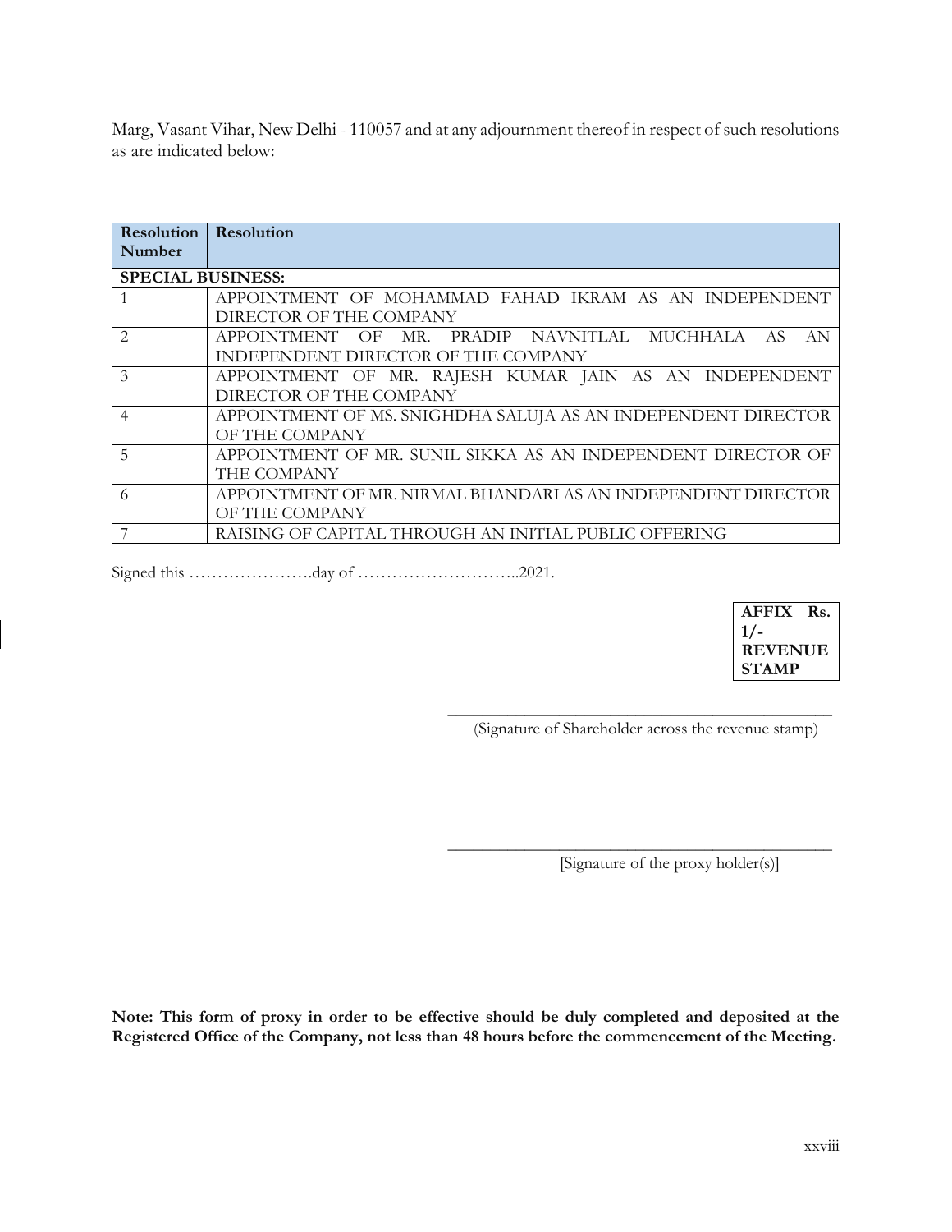Marg, Vasant Vihar, New Delhi - 110057 and at any adjournment thereof in respect of such resolutions as are indicated below:

| Resolution Number | Resolution |
|---|---|
| **SPECIAL BUSINESS:** | |
| 1 | APPOINTMENT OF MOHAMMAD FAHAD IKRAM AS AN INDEPENDENT DIRECTOR OF THE COMPANY |
| 2 | APPOINTMENT OF MR. PRADIP NAVNITLAL MUCHHALA AS AN INDEPENDENT DIRECTOR OF THE COMPANY |
| 3 | APPOINTMENT OF MR. RAJESH KUMAR JAIN AS AN INDEPENDENT DIRECTOR OF THE COMPANY |
| 4 | APPOINTMENT OF MS. SNIGHDHA SALUJA AS AN INDEPENDENT DIRECTOR OF THE COMPANY |
| 5 | APPOINTMENT OF MR. SUNIL SIKKA AS AN INDEPENDENT DIRECTOR OF THE COMPANY |
| 6 | APPOINTMENT OF MR. NIRMAL BHANDARI AS AN INDEPENDENT DIRECTOR OF THE COMPANY |
| 7 | RAISING OF CAPITAL THROUGH AN INITIAL PUBLIC OFFERING |

Signed this ………………….day of ………………………..2021.

**AFFIX Rs. 1/- REVENUE STAMP**

\_\_\_\_\_\_\_\_\_\_\_\_\_\_\_\_\_\_\_\_\_\_\_\_\_\_\_\_\_\_\_\_\_\_\_\_\_\_\_\_\_\_\_\_

(Signature of Shareholder across the revenue stamp)

\_\_\_\_\_\_\_\_\_\_\_\_\_\_\_\_\_\_\_\_\_\_\_\_\_\_\_\_\_\_\_\_\_\_\_\_\_\_\_\_\_\_\_\_

[Signature of the proxy holder(s)]

**Note: This form of proxy in order to be effective should be duly completed and deposited at the Registered Office of the Company, not less than 48 hours before the commencement of the Meeting.**